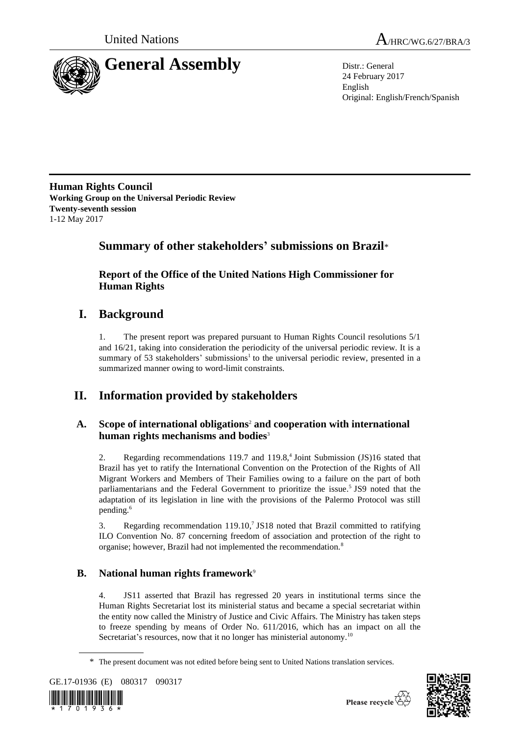United Nations A/HRC/WG.6/27/BRA/3

# General Assembly

Distr.: General
24 February 2017
English
Original: English/French/Spanish

**Human Rights Council**
**Working Group on the Universal Periodic Review**
**Twenty-seventh session**
1-12 May 2017

## Summary of other stakeholders' submissions on Brazil*

### Report of the Office of the United Nations High Commissioner for Human Rights

## I. Background

1. The present report was prepared pursuant to Human Rights Council resolutions 5/1 and 16/21, taking into consideration the periodicity of the universal periodic review. It is a summary of 53 stakeholders' submissions[1] to the universal periodic review, presented in a summarized manner owing to word-limit constraints.

## II. Information provided by stakeholders

### A. Scope of international obligations[2] and cooperation with international human rights mechanisms and bodies[3]

2. Regarding recommendations 119.7 and 119.8,[4] Joint Submission (JS)16 stated that Brazil has yet to ratify the International Convention on the Protection of the Rights of All Migrant Workers and Members of Their Families owing to a failure on the part of both parliamentarians and the Federal Government to prioritize the issue.[5] JS9 noted that the adaptation of its legislation in line with the provisions of the Palermo Protocol was still pending.[6]

3. Regarding recommendation 119.10,[7] JS18 noted that Brazil committed to ratifying ILO Convention No. 87 concerning freedom of association and protection of the right to organise; however, Brazil had not implemented the recommendation.[8]

### B. National human rights framework[9]

4. JS11 asserted that Brazil has regressed 20 years in institutional terms since the Human Rights Secretariat lost its ministerial status and became a special secretariat within the entity now called the Ministry of Justice and Civic Affairs. The Ministry has taken steps to freeze spending by means of Order No. 611/2016, which has an impact on all the Secretariat's resources, now that it no longer has ministerial autonomy.[10]

\* The present document was not edited before being sent to United Nations translation services.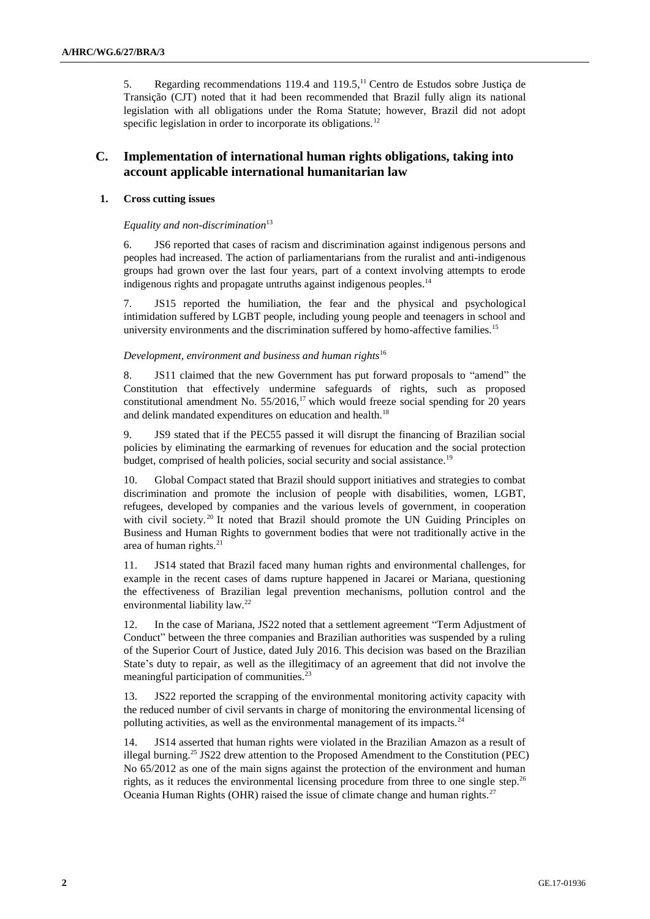5. Regarding recommendations 119.4 and 119.5,[11] Centro de Estudos sobre Justiça de Transição (CJT) noted that it had been recommended that Brazil fully align its national legislation with all obligations under the Roma Statute; however, Brazil did not adopt specific legislation in order to incorporate its obligations.[12]

## C. Implementation of international human rights obligations, taking into account applicable international humanitarian law

### 1. Cross cutting issues

*Equality and non-discrimination*[13]

6. JS6 reported that cases of racism and discrimination against indigenous persons and peoples had increased. The action of parliamentarians from the ruralist and anti-indigenous groups had grown over the last four years, part of a context involving attempts to erode indigenous rights and propagate untruths against indigenous peoples.[14]

7. JS15 reported the humiliation, the fear and the physical and psychological intimidation suffered by LGBT people, including young people and teenagers in school and university environments and the discrimination suffered by homo-affective families.[15]

*Development, environment and business and human rights*[16]

8. JS11 claimed that the new Government has put forward proposals to "amend" the Constitution that effectively undermine safeguards of rights, such as proposed constitutional amendment No. 55/2016,[17] which would freeze social spending for 20 years and delink mandated expenditures on education and health.[18]

9. JS9 stated that if the PEC55 passed it will disrupt the financing of Brazilian social policies by eliminating the earmarking of revenues for education and the social protection budget, comprised of health policies, social security and social assistance.[19]

10. Global Compact stated that Brazil should support initiatives and strategies to combat discrimination and promote the inclusion of people with disabilities, women, LGBT, refugees, developed by companies and the various levels of government, in cooperation with civil society.[20] It noted that Brazil should promote the UN Guiding Principles on Business and Human Rights to government bodies that were not traditionally active in the area of human rights.[21]

11. JS14 stated that Brazil faced many human rights and environmental challenges, for example in the recent cases of dams rupture happened in Jacarei or Mariana, questioning the effectiveness of Brazilian legal prevention mechanisms, pollution control and the environmental liability law.[22]

12. In the case of Mariana, JS22 noted that a settlement agreement "Term Adjustment of Conduct" between the three companies and Brazilian authorities was suspended by a ruling of the Superior Court of Justice, dated July 2016. This decision was based on the Brazilian State's duty to repair, as well as the illegitimacy of an agreement that did not involve the meaningful participation of communities.[23]

13. JS22 reported the scrapping of the environmental monitoring activity capacity with the reduced number of civil servants in charge of monitoring the environmental licensing of polluting activities, as well as the environmental management of its impacts.[24]

14. JS14 asserted that human rights were violated in the Brazilian Amazon as a result of illegal burning.[25] JS22 drew attention to the Proposed Amendment to the Constitution (PEC) No 65/2012 as one of the main signs against the protection of the environment and human rights, as it reduces the environmental licensing procedure from three to one single step.[26] Oceania Human Rights (OHR) raised the issue of climate change and human rights.[27]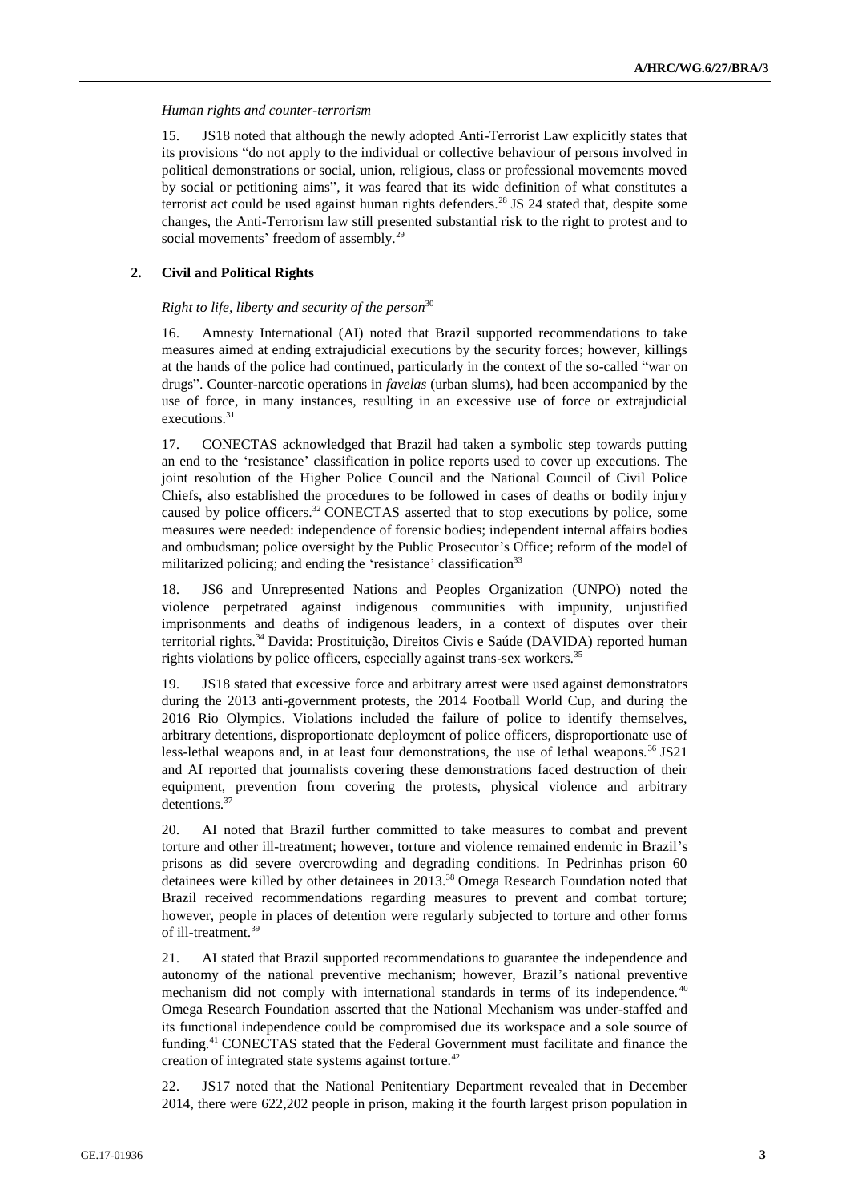*Human rights and counter-terrorism*

15. JS18 noted that although the newly adopted Anti-Terrorist Law explicitly states that its provisions "do not apply to the individual or collective behaviour of persons involved in political demonstrations or social, union, religious, class or professional movements moved by social or petitioning aims", it was feared that its wide definition of what constitutes a terrorist act could be used against human rights defenders.[28] JS 24 stated that, despite some changes, the Anti-Terrorism law still presented substantial risk to the right to protest and to social movements' freedom of assembly.[29]

### 2. Civil and Political Rights

*Right to life, liberty and security of the person*[30]

16. Amnesty International (AI) noted that Brazil supported recommendations to take measures aimed at ending extrajudicial executions by the security forces; however, killings at the hands of the police had continued, particularly in the context of the so-called "war on drugs". Counter-narcotic operations in *favelas* (urban slums), had been accompanied by the use of force, in many instances, resulting in an excessive use of force or extrajudicial executions.[31]

17. CONECTAS acknowledged that Brazil had taken a symbolic step towards putting an end to the 'resistance' classification in police reports used to cover up executions. The joint resolution of the Higher Police Council and the National Council of Civil Police Chiefs, also established the procedures to be followed in cases of deaths or bodily injury caused by police officers.[32] CONECTAS asserted that to stop executions by police, some measures were needed: independence of forensic bodies; independent internal affairs bodies and ombudsman; police oversight by the Public Prosecutor's Office; reform of the model of militarized policing; and ending the 'resistance' classification[33]

18. JS6 and Unrepresented Nations and Peoples Organization (UNPO) noted the violence perpetrated against indigenous communities with impunity, unjustified imprisonments and deaths of indigenous leaders, in a context of disputes over their territorial rights.[34] Davida: Prostituição, Direitos Civis e Saúde (DAVIDA) reported human rights violations by police officers, especially against trans-sex workers.[35]

19. JS18 stated that excessive force and arbitrary arrest were used against demonstrators during the 2013 anti-government protests, the 2014 Football World Cup, and during the 2016 Rio Olympics. Violations included the failure of police to identify themselves, arbitrary detentions, disproportionate deployment of police officers, disproportionate use of less-lethal weapons and, in at least four demonstrations, the use of lethal weapons.[36] JS21 and AI reported that journalists covering these demonstrations faced destruction of their equipment, prevention from covering the protests, physical violence and arbitrary detentions.[37]

20. AI noted that Brazil further committed to take measures to combat and prevent torture and other ill-treatment; however, torture and violence remained endemic in Brazil's prisons as did severe overcrowding and degrading conditions. In Pedrinhas prison 60 detainees were killed by other detainees in 2013.[38] Omega Research Foundation noted that Brazil received recommendations regarding measures to prevent and combat torture; however, people in places of detention were regularly subjected to torture and other forms of ill-treatment.[39]

21. AI stated that Brazil supported recommendations to guarantee the independence and autonomy of the national preventive mechanism; however, Brazil's national preventive mechanism did not comply with international standards in terms of its independence.[40] Omega Research Foundation asserted that the National Mechanism was under-staffed and its functional independence could be compromised due its workspace and a sole source of funding.[41] CONECTAS stated that the Federal Government must facilitate and finance the creation of integrated state systems against torture.[42]

22. JS17 noted that the National Penitentiary Department revealed that in December 2014, there were 622,202 people in prison, making it the fourth largest prison population in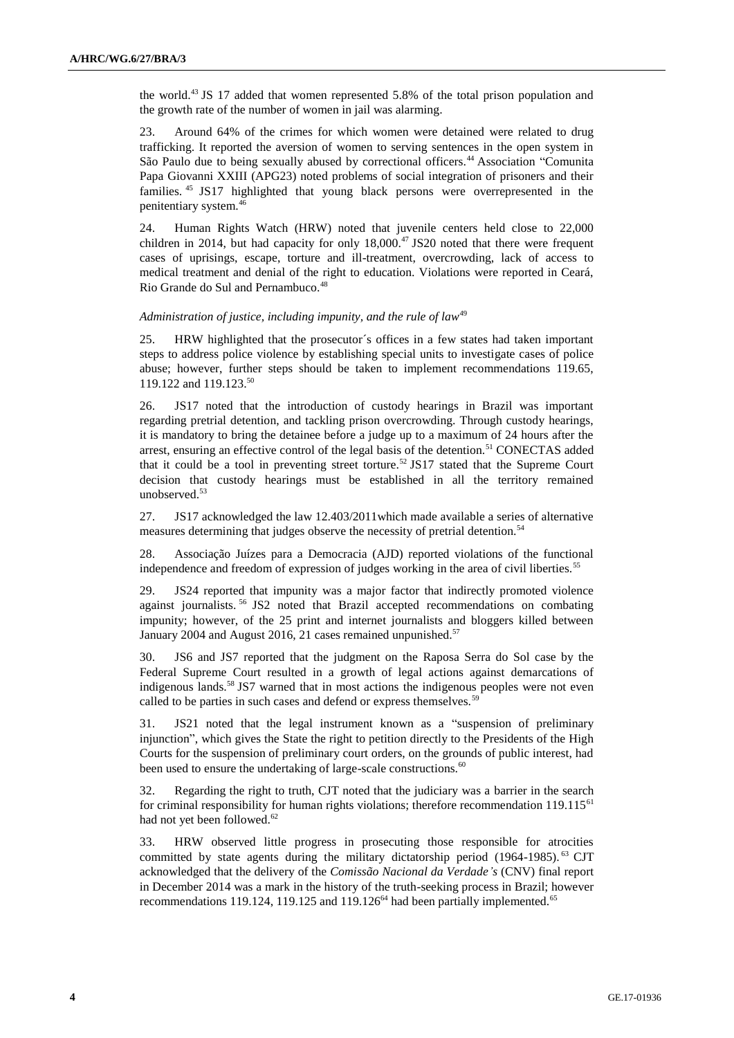the world.[43] JS 17 added that women represented 5.8% of the total prison population and the growth rate of the number of women in jail was alarming.

23. Around 64% of the crimes for which women were detained were related to drug trafficking. It reported the aversion of women to serving sentences in the open system in São Paulo due to being sexually abused by correctional officers.[44] Association "Comunita Papa Giovanni XXIII (APG23) noted problems of social integration of prisoners and their families.[45] JS17 highlighted that young black persons were overrepresented in the penitentiary system.[46]

24. Human Rights Watch (HRW) noted that juvenile centers held close to 22,000 children in 2014, but had capacity for only 18,000.[47] JS20 noted that there were frequent cases of uprisings, escape, torture and ill-treatment, overcrowding, lack of access to medical treatment and denial of the right to education. Violations were reported in Ceará, Rio Grande do Sul and Pernambuco.[48]

*Administration of justice, including impunity, and the rule of law*[49]

25. HRW highlighted that the prosecutor´s offices in a few states had taken important steps to address police violence by establishing special units to investigate cases of police abuse; however, further steps should be taken to implement recommendations 119.65, 119.122 and 119.123.[50]

26. JS17 noted that the introduction of custody hearings in Brazil was important regarding pretrial detention, and tackling prison overcrowding. Through custody hearings, it is mandatory to bring the detainee before a judge up to a maximum of 24 hours after the arrest, ensuring an effective control of the legal basis of the detention.[51] CONECTAS added that it could be a tool in preventing street torture.[52] JS17 stated that the Supreme Court decision that custody hearings must be established in all the territory remained unobserved.[53]

27. JS17 acknowledged the law 12.403/2011which made available a series of alternative measures determining that judges observe the necessity of pretrial detention.[54]

28. Associação Juízes para a Democracia (AJD) reported violations of the functional independence and freedom of expression of judges working in the area of civil liberties.[55]

29. JS24 reported that impunity was a major factor that indirectly promoted violence against journalists.[56] JS2 noted that Brazil accepted recommendations on combating impunity; however, of the 25 print and internet journalists and bloggers killed between January 2004 and August 2016, 21 cases remained unpunished.[57]

30. JS6 and JS7 reported that the judgment on the Raposa Serra do Sol case by the Federal Supreme Court resulted in a growth of legal actions against demarcations of indigenous lands.[58] JS7 warned that in most actions the indigenous peoples were not even called to be parties in such cases and defend or express themselves.[59]

31. JS21 noted that the legal instrument known as a "suspension of preliminary injunction", which gives the State the right to petition directly to the Presidents of the High Courts for the suspension of preliminary court orders, on the grounds of public interest, had been used to ensure the undertaking of large-scale constructions.[60]

32. Regarding the right to truth, CJT noted that the judiciary was a barrier in the search for criminal responsibility for human rights violations; therefore recommendation 119.115[61] had not yet been followed.[62]

33. HRW observed little progress in prosecuting those responsible for atrocities committed by state agents during the military dictatorship period (1964-1985).[63] CJT acknowledged that the delivery of the *Comissão Nacional da Verdade's* (CNV) final report in December 2014 was a mark in the history of the truth-seeking process in Brazil; however recommendations 119.124, 119.125 and 119.126[64] had been partially implemented.[65]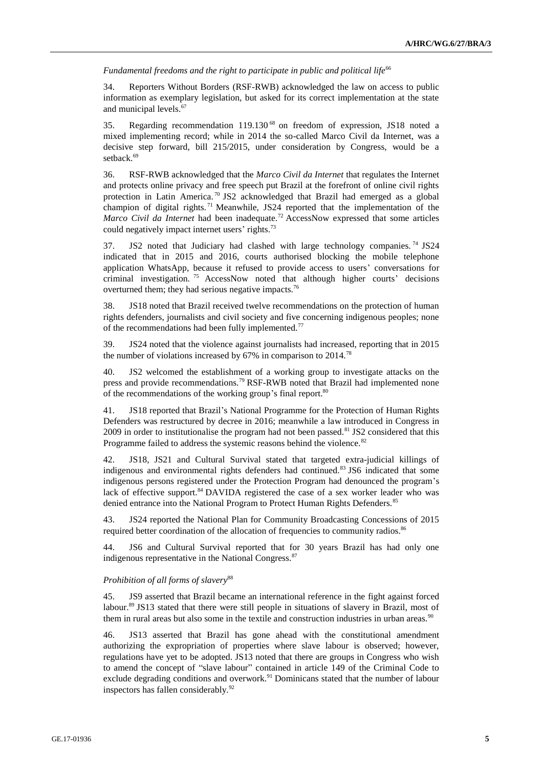*Fundamental freedoms and the right to participate in public and political life*[66]

34. Reporters Without Borders (RSF-RWB) acknowledged the law on access to public information as exemplary legislation, but asked for its correct implementation at the state and municipal levels.[67]

35. Regarding recommendation 119.130[68] on freedom of expression, JS18 noted a mixed implementing record; while in 2014 the so-called Marco Civil da Internet, was a decisive step forward, bill 215/2015, under consideration by Congress, would be a setback.[69]

36. RSF-RWB acknowledged that the *Marco Civil da Internet* that regulates the Internet and protects online privacy and free speech put Brazil at the forefront of online civil rights protection in Latin America.[70] JS2 acknowledged that Brazil had emerged as a global champion of digital rights.[71] Meanwhile, JS24 reported that the implementation of the *Marco Civil da Internet* had been inadequate.[72] AccessNow expressed that some articles could negatively impact internet users' rights.[73]

37. JS2 noted that Judiciary had clashed with large technology companies.[74] JS24 indicated that in 2015 and 2016, courts authorised blocking the mobile telephone application WhatsApp, because it refused to provide access to users' conversations for criminal investigation.[75] AccessNow noted that although higher courts' decisions overturned them; they had serious negative impacts.[76]

38. JS18 noted that Brazil received twelve recommendations on the protection of human rights defenders, journalists and civil society and five concerning indigenous peoples; none of the recommendations had been fully implemented.[77]

39. JS24 noted that the violence against journalists had increased, reporting that in 2015 the number of violations increased by 67% in comparison to 2014.[78]

40. JS2 welcomed the establishment of a working group to investigate attacks on the press and provide recommendations.[79] RSF-RWB noted that Brazil had implemented none of the recommendations of the working group's final report.[80]

41. JS18 reported that Brazil's National Programme for the Protection of Human Rights Defenders was restructured by decree in 2016; meanwhile a law introduced in Congress in 2009 in order to institutionalise the program had not been passed.[81] JS2 considered that this Programme failed to address the systemic reasons behind the violence.[82]

42. JS18, JS21 and Cultural Survival stated that targeted extra-judicial killings of indigenous and environmental rights defenders had continued.[83] JS6 indicated that some indigenous persons registered under the Protection Program had denounced the program's lack of effective support.[84] DAVIDA registered the case of a sex worker leader who was denied entrance into the National Program to Protect Human Rights Defenders.[85]

43. JS24 reported the National Plan for Community Broadcasting Concessions of 2015 required better coordination of the allocation of frequencies to community radios.[86]

44. JS6 and Cultural Survival reported that for 30 years Brazil has had only one indigenous representative in the National Congress.[87]

*Prohibition of all forms of slavery*[88]

45. JS9 asserted that Brazil became an international reference in the fight against forced labour.[89] JS13 stated that there were still people in situations of slavery in Brazil, most of them in rural areas but also some in the textile and construction industries in urban areas.[90]

46. JS13 asserted that Brazil has gone ahead with the constitutional amendment authorizing the expropriation of properties where slave labour is observed; however, regulations have yet to be adopted. JS13 noted that there are groups in Congress who wish to amend the concept of "slave labour" contained in article 149 of the Criminal Code to exclude degrading conditions and overwork.[91] Dominicans stated that the number of labour inspectors has fallen considerably.[92]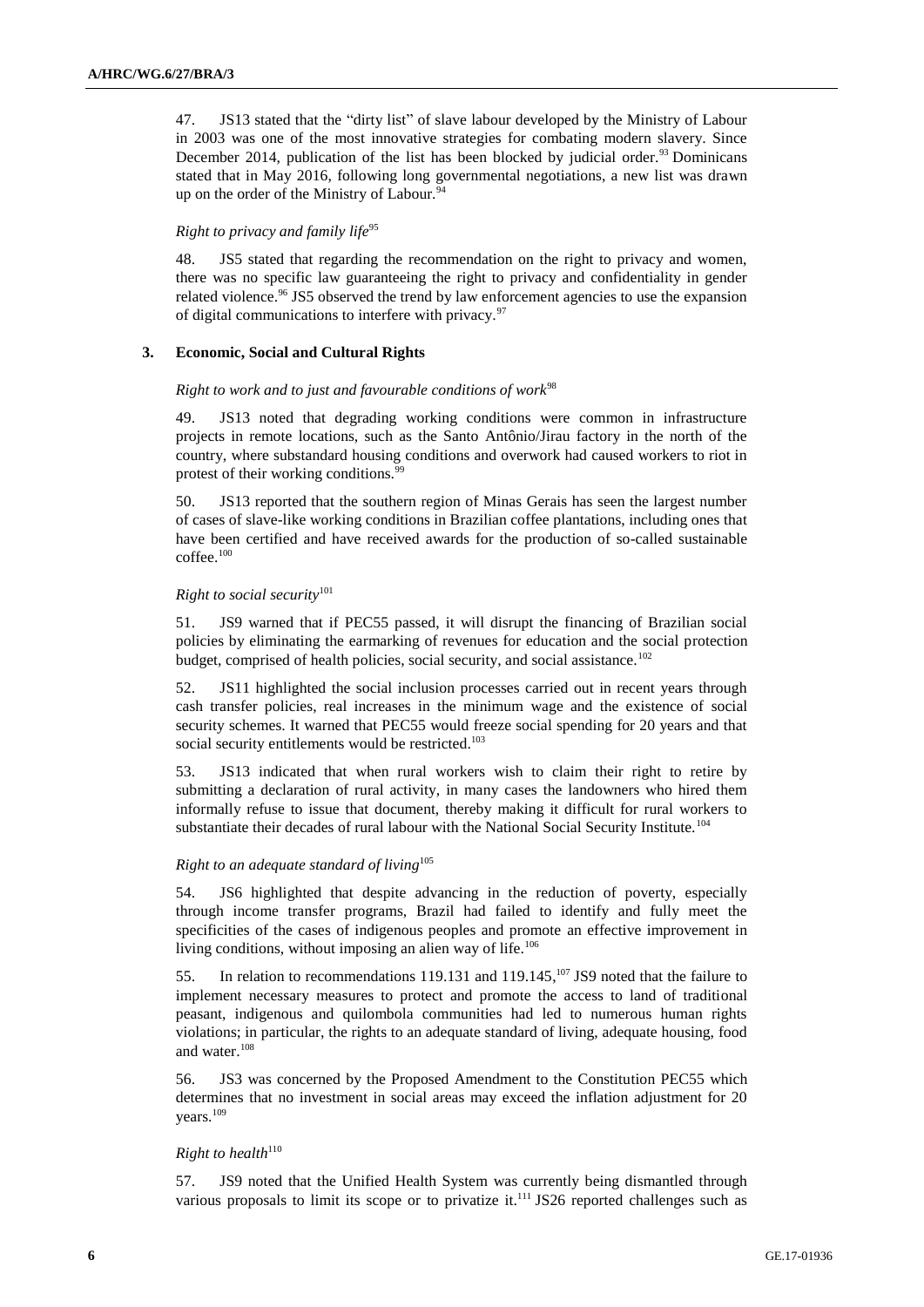47. JS13 stated that the "dirty list" of slave labour developed by the Ministry of Labour in 2003 was one of the most innovative strategies for combating modern slavery. Since December 2014, publication of the list has been blocked by judicial order.[93] Dominicans stated that in May 2016, following long governmental negotiations, a new list was drawn up on the order of the Ministry of Labour.[94]

*Right to privacy and family life*[95]

48. JS5 stated that regarding the recommendation on the right to privacy and women, there was no specific law guaranteeing the right to privacy and confidentiality in gender related violence.[96] JS5 observed the trend by law enforcement agencies to use the expansion of digital communications to interfere with privacy.[97]

### 3. Economic, Social and Cultural Rights

*Right to work and to just and favourable conditions of work*[98]

49. JS13 noted that degrading working conditions were common in infrastructure projects in remote locations, such as the Santo Antônio/Jirau factory in the north of the country, where substandard housing conditions and overwork had caused workers to riot in protest of their working conditions.[99]

50. JS13 reported that the southern region of Minas Gerais has seen the largest number of cases of slave-like working conditions in Brazilian coffee plantations, including ones that have been certified and have received awards for the production of so-called sustainable coffee.[100]

*Right to social security*[101]

51. JS9 warned that if PEC55 passed, it will disrupt the financing of Brazilian social policies by eliminating the earmarking of revenues for education and the social protection budget, comprised of health policies, social security, and social assistance.[102]

52. JS11 highlighted the social inclusion processes carried out in recent years through cash transfer policies, real increases in the minimum wage and the existence of social security schemes. It warned that PEC55 would freeze social spending for 20 years and that social security entitlements would be restricted.[103]

53. JS13 indicated that when rural workers wish to claim their right to retire by submitting a declaration of rural activity, in many cases the landowners who hired them informally refuse to issue that document, thereby making it difficult for rural workers to substantiate their decades of rural labour with the National Social Security Institute.[104]

*Right to an adequate standard of living*[105]

54. JS6 highlighted that despite advancing in the reduction of poverty, especially through income transfer programs, Brazil had failed to identify and fully meet the specificities of the cases of indigenous peoples and promote an effective improvement in living conditions, without imposing an alien way of life.[106]

55. In relation to recommendations 119.131 and 119.145,[107] JS9 noted that the failure to implement necessary measures to protect and promote the access to land of traditional peasant, indigenous and quilombola communities had led to numerous human rights violations; in particular, the rights to an adequate standard of living, adequate housing, food and water.[108]

56. JS3 was concerned by the Proposed Amendment to the Constitution PEC55 which determines that no investment in social areas may exceed the inflation adjustment for 20 years.[109]

*Right to health*[110]

57. JS9 noted that the Unified Health System was currently being dismantled through various proposals to limit its scope or to privatize it.[111] JS26 reported challenges such as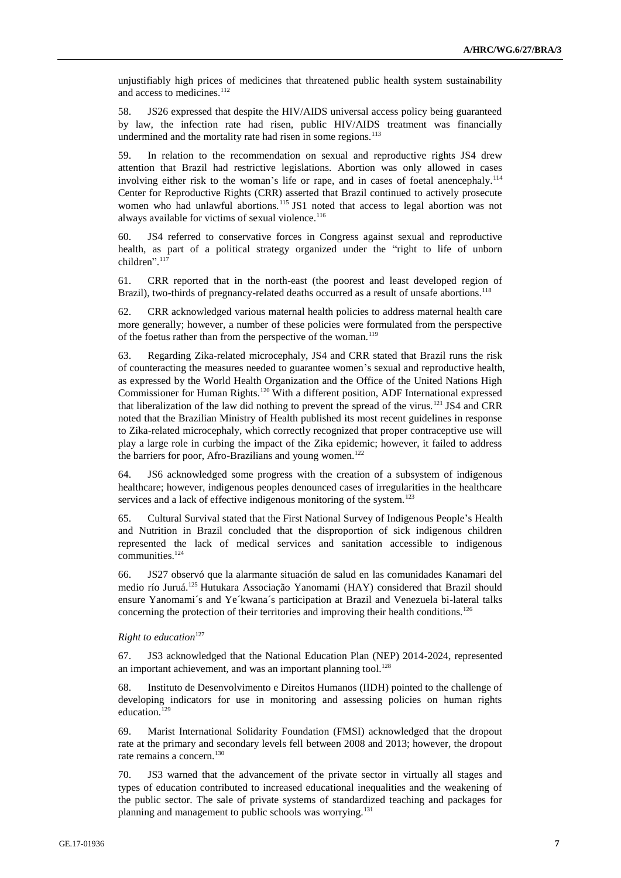unjustifiably high prices of medicines that threatened public health system sustainability and access to medicines.[112]

58. JS26 expressed that despite the HIV/AIDS universal access policy being guaranteed by law, the infection rate had risen, public HIV/AIDS treatment was financially undermined and the mortality rate had risen in some regions.[113]

59. In relation to the recommendation on sexual and reproductive rights JS4 drew attention that Brazil had restrictive legislations. Abortion was only allowed in cases involving either risk to the woman's life or rape, and in cases of foetal anencephaly.[114] Center for Reproductive Rights (CRR) asserted that Brazil continued to actively prosecute women who had unlawful abortions.[115] JS1 noted that access to legal abortion was not always available for victims of sexual violence.[116]

60. JS4 referred to conservative forces in Congress against sexual and reproductive health, as part of a political strategy organized under the "right to life of unborn children".[117]

61. CRR reported that in the north-east (the poorest and least developed region of Brazil), two-thirds of pregnancy-related deaths occurred as a result of unsafe abortions.[118]

62. CRR acknowledged various maternal health policies to address maternal health care more generally; however, a number of these policies were formulated from the perspective of the foetus rather than from the perspective of the woman.[119]

63. Regarding Zika-related microcephaly, JS4 and CRR stated that Brazil runs the risk of counteracting the measures needed to guarantee women's sexual and reproductive health, as expressed by the World Health Organization and the Office of the United Nations High Commissioner for Human Rights.[120] With a different position, ADF International expressed that liberalization of the law did nothing to prevent the spread of the virus.[121] JS4 and CRR noted that the Brazilian Ministry of Health published its most recent guidelines in response to Zika-related microcephaly, which correctly recognized that proper contraceptive use will play a large role in curbing the impact of the Zika epidemic; however, it failed to address the barriers for poor, Afro-Brazilians and young women.[122]

64. JS6 acknowledged some progress with the creation of a subsystem of indigenous healthcare; however, indigenous peoples denounced cases of irregularities in the healthcare services and a lack of effective indigenous monitoring of the system.[123]

65. Cultural Survival stated that the First National Survey of Indigenous People's Health and Nutrition in Brazil concluded that the disproportion of sick indigenous children represented the lack of medical services and sanitation accessible to indigenous communities.[124]

66. JS27 observó que la alarmante situación de salud en las comunidades Kanamari del medio río Juruá.[125] Hutukara Associação Yanomami (HAY) considered that Brazil should ensure Yanomami´s and Ye´kwana´s participation at Brazil and Venezuela bi-lateral talks concerning the protection of their territories and improving their health conditions.[126]

*Right to education*[127]

67. JS3 acknowledged that the National Education Plan (NEP) 2014-2024, represented an important achievement, and was an important planning tool.[128]

68. Instituto de Desenvolvimento e Direitos Humanos (IIDH) pointed to the challenge of developing indicators for use in monitoring and assessing policies on human rights education.[129]

69. Marist International Solidarity Foundation (FMSI) acknowledged that the dropout rate at the primary and secondary levels fell between 2008 and 2013; however, the dropout rate remains a concern.[130]

70. JS3 warned that the advancement of the private sector in virtually all stages and types of education contributed to increased educational inequalities and the weakening of the public sector. The sale of private systems of standardized teaching and packages for planning and management to public schools was worrying.[131]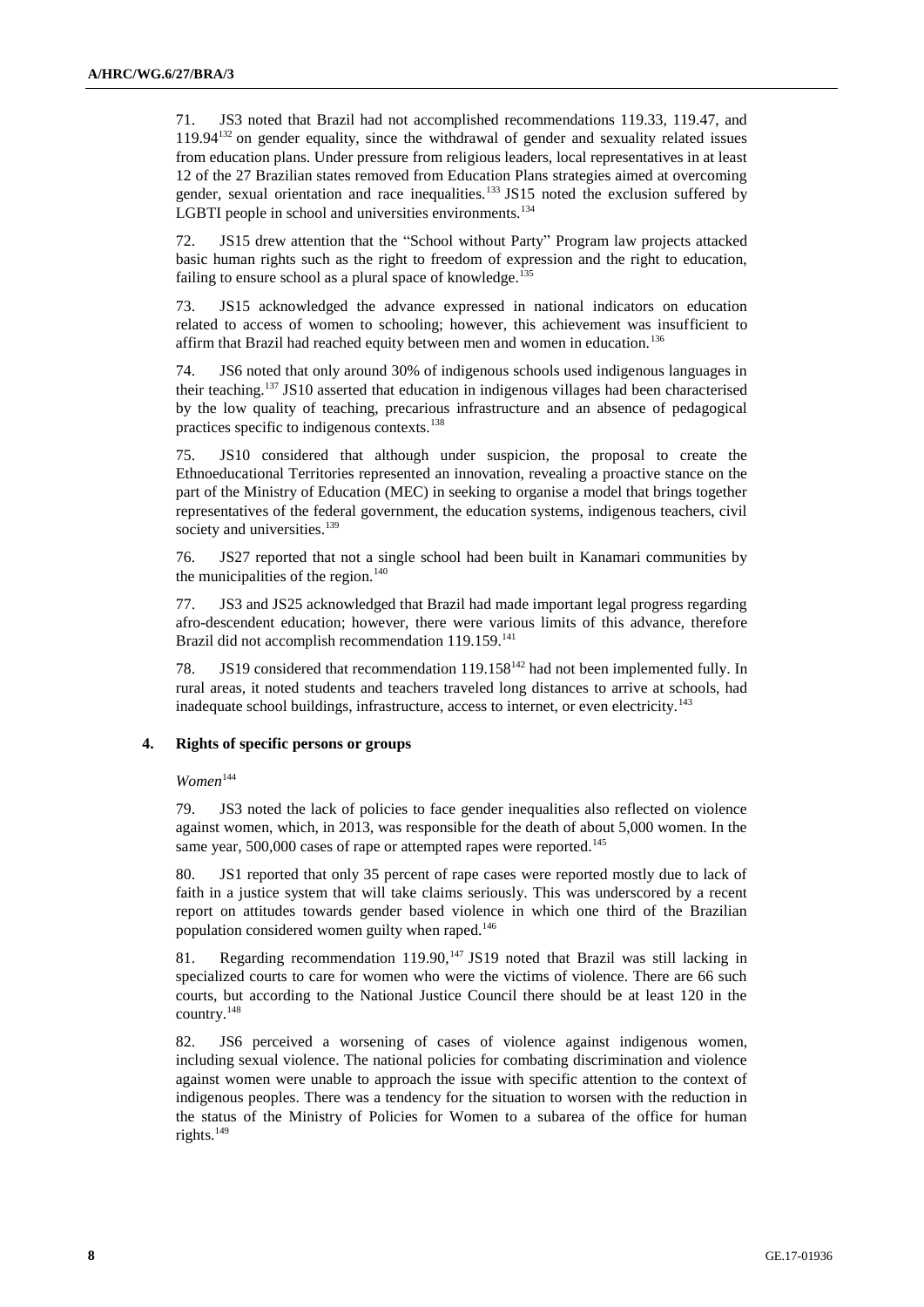71. JS3 noted that Brazil had not accomplished recommendations 119.33, 119.47, and 119.94[132] on gender equality, since the withdrawal of gender and sexuality related issues from education plans. Under pressure from religious leaders, local representatives in at least 12 of the 27 Brazilian states removed from Education Plans strategies aimed at overcoming gender, sexual orientation and race inequalities.[133] JS15 noted the exclusion suffered by LGBTI people in school and universities environments.[134]

72. JS15 drew attention that the "School without Party" Program law projects attacked basic human rights such as the right to freedom of expression and the right to education, failing to ensure school as a plural space of knowledge.[135]

73. JS15 acknowledged the advance expressed in national indicators on education related to access of women to schooling; however, this achievement was insufficient to affirm that Brazil had reached equity between men and women in education.[136]

74. JS6 noted that only around 30% of indigenous schools used indigenous languages in their teaching.[137] JS10 asserted that education in indigenous villages had been characterised by the low quality of teaching, precarious infrastructure and an absence of pedagogical practices specific to indigenous contexts.[138]

75. JS10 considered that although under suspicion, the proposal to create the Ethnoeducational Territories represented an innovation, revealing a proactive stance on the part of the Ministry of Education (MEC) in seeking to organise a model that brings together representatives of the federal government, the education systems, indigenous teachers, civil society and universities.[139]

76. JS27 reported that not a single school had been built in Kanamari communities by the municipalities of the region.[140]

77. JS3 and JS25 acknowledged that Brazil had made important legal progress regarding afro-descendent education; however, there were various limits of this advance, therefore Brazil did not accomplish recommendation 119.159.[141]

78. JS19 considered that recommendation 119.158[142] had not been implemented fully. In rural areas, it noted students and teachers traveled long distances to arrive at schools, had inadequate school buildings, infrastructure, access to internet, or even electricity.[143]

### 4. Rights of specific persons or groups

*Women*[144]

79. JS3 noted the lack of policies to face gender inequalities also reflected on violence against women, which, in 2013, was responsible for the death of about 5,000 women. In the same year, 500,000 cases of rape or attempted rapes were reported.[145]

80. JS1 reported that only 35 percent of rape cases were reported mostly due to lack of faith in a justice system that will take claims seriously. This was underscored by a recent report on attitudes towards gender based violence in which one third of the Brazilian population considered women guilty when raped.[146]

81. Regarding recommendation 119.90,[147] JS19 noted that Brazil was still lacking in specialized courts to care for women who were the victims of violence. There are 66 such courts, but according to the National Justice Council there should be at least 120 in the country.[148]

82. JS6 perceived a worsening of cases of violence against indigenous women, including sexual violence. The national policies for combating discrimination and violence against women were unable to approach the issue with specific attention to the context of indigenous peoples. There was a tendency for the situation to worsen with the reduction in the status of the Ministry of Policies for Women to a subarea of the office for human rights.[149]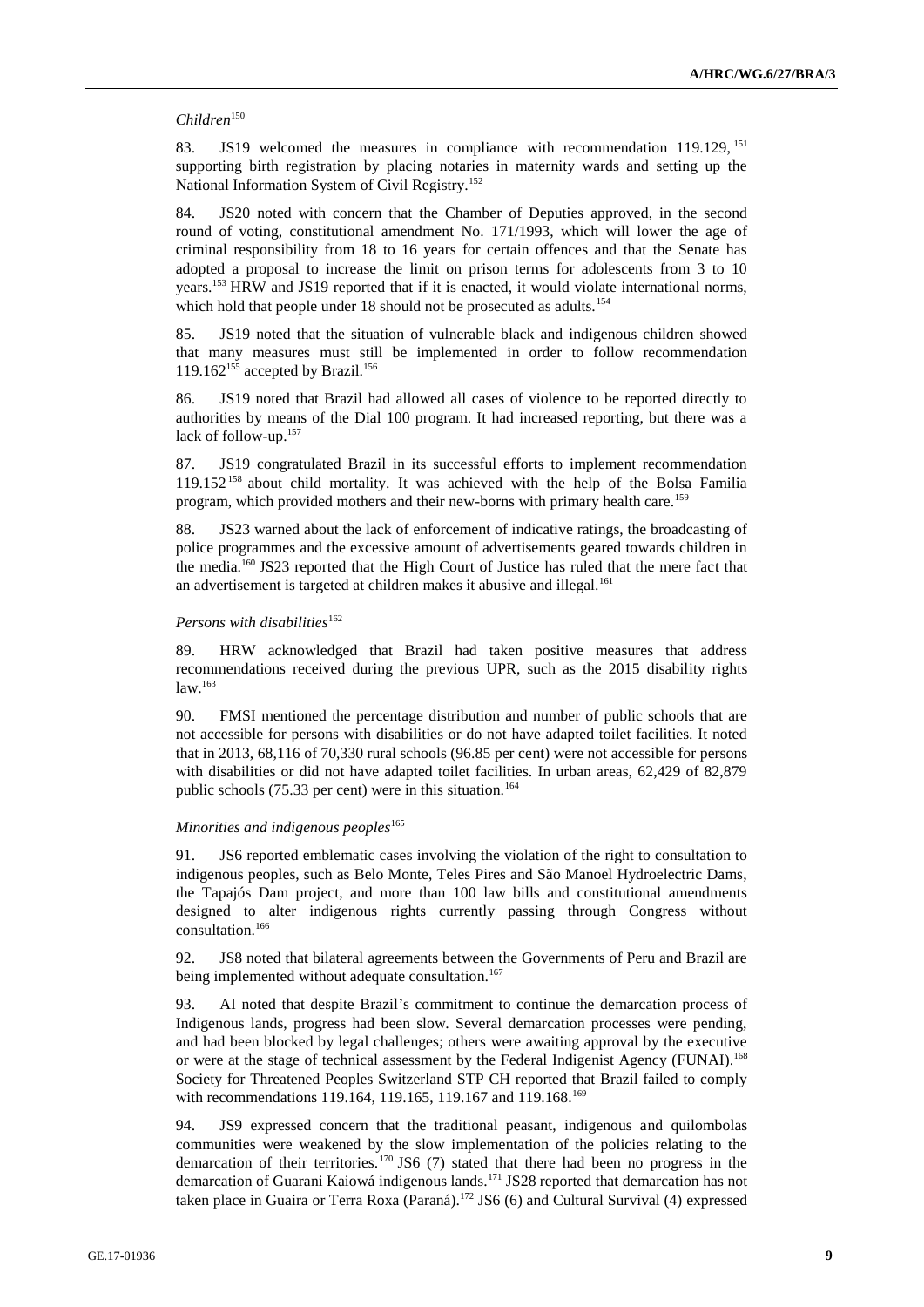*Children*[150]

83. JS19 welcomed the measures in compliance with recommendation 119.129,[151] supporting birth registration by placing notaries in maternity wards and setting up the National Information System of Civil Registry.[152]

84. JS20 noted with concern that the Chamber of Deputies approved, in the second round of voting, constitutional amendment No. 171/1993, which will lower the age of criminal responsibility from 18 to 16 years for certain offences and that the Senate has adopted a proposal to increase the limit on prison terms for adolescents from 3 to 10 years.[153] HRW and JS19 reported that if it is enacted, it would violate international norms, which hold that people under 18 should not be prosecuted as adults.[154]

85. JS19 noted that the situation of vulnerable black and indigenous children showed that many measures must still be implemented in order to follow recommendation 119.162[155] accepted by Brazil.[156]

86. JS19 noted that Brazil had allowed all cases of violence to be reported directly to authorities by means of the Dial 100 program. It had increased reporting, but there was a lack of follow-up.[157]

87. JS19 congratulated Brazil in its successful efforts to implement recommendation 119.152[158] about child mortality. It was achieved with the help of the Bolsa Familia program, which provided mothers and their new-borns with primary health care.[159]

88. JS23 warned about the lack of enforcement of indicative ratings, the broadcasting of police programmes and the excessive amount of advertisements geared towards children in the media.[160] JS23 reported that the High Court of Justice has ruled that the mere fact that an advertisement is targeted at children makes it abusive and illegal.[161]

*Persons with disabilities*[162]

89. HRW acknowledged that Brazil had taken positive measures that address recommendations received during the previous UPR, such as the 2015 disability rights law.[163]

90. FMSI mentioned the percentage distribution and number of public schools that are not accessible for persons with disabilities or do not have adapted toilet facilities. It noted that in 2013, 68,116 of 70,330 rural schools (96.85 per cent) were not accessible for persons with disabilities or did not have adapted toilet facilities. In urban areas, 62,429 of 82,879 public schools (75.33 per cent) were in this situation.[164]

*Minorities and indigenous peoples*[165]

91. JS6 reported emblematic cases involving the violation of the right to consultation to indigenous peoples, such as Belo Monte, Teles Pires and São Manoel Hydroelectric Dams, the Tapajós Dam project, and more than 100 law bills and constitutional amendments designed to alter indigenous rights currently passing through Congress without consultation.[166]

92. JS8 noted that bilateral agreements between the Governments of Peru and Brazil are being implemented without adequate consultation.[167]

93. AI noted that despite Brazil's commitment to continue the demarcation process of Indigenous lands, progress had been slow. Several demarcation processes were pending, and had been blocked by legal challenges; others were awaiting approval by the executive or were at the stage of technical assessment by the Federal Indigenist Agency (FUNAI).[168] Society for Threatened Peoples Switzerland STP CH reported that Brazil failed to comply with recommendations 119.164, 119.165, 119.167 and 119.168.[169]

94. JS9 expressed concern that the traditional peasant, indigenous and quilombolas communities were weakened by the slow implementation of the policies relating to the demarcation of their territories.[170] JS6 (7) stated that there had been no progress in the demarcation of Guarani Kaiowá indigenous lands.[171] JS28 reported that demarcation has not taken place in Guaira or Terra Roxa (Paraná).[172] JS6 (6) and Cultural Survival (4) expressed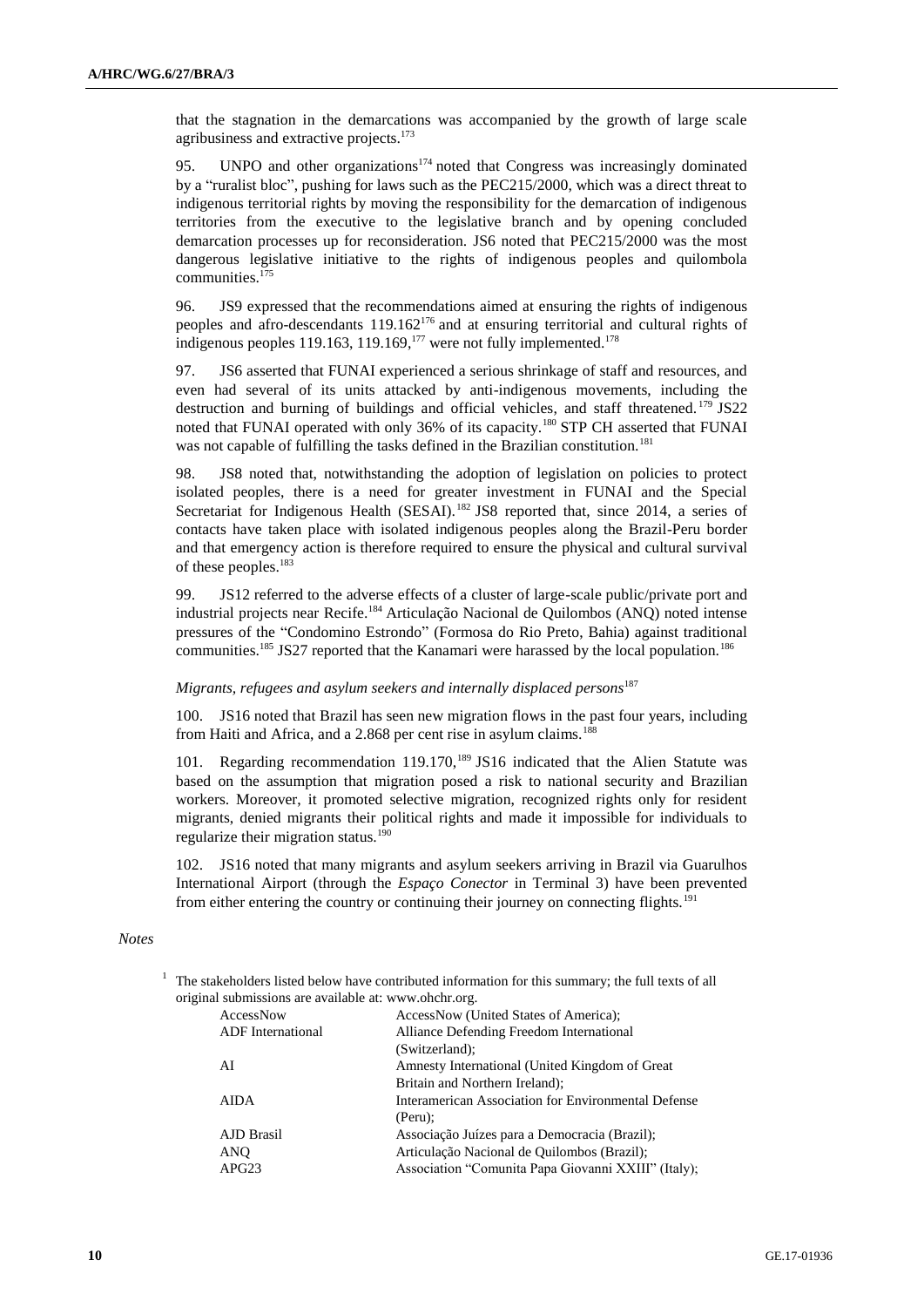that the stagnation in the demarcations was accompanied by the growth of large scale agribusiness and extractive projects.[173]

95. UNPO and other organizations[174] noted that Congress was increasingly dominated by a "ruralist bloc", pushing for laws such as the PEC215/2000, which was a direct threat to indigenous territorial rights by moving the responsibility for the demarcation of indigenous territories from the executive to the legislative branch and by opening concluded demarcation processes up for reconsideration. JS6 noted that PEC215/2000 was the most dangerous legislative initiative to the rights of indigenous peoples and quilombola communities.[175]

96. JS9 expressed that the recommendations aimed at ensuring the rights of indigenous peoples and afro-descendants 119.162[176] and at ensuring territorial and cultural rights of indigenous peoples 119.163, 119.169,[177] were not fully implemented.[178]

97. JS6 asserted that FUNAI experienced a serious shrinkage of staff and resources, and even had several of its units attacked by anti-indigenous movements, including the destruction and burning of buildings and official vehicles, and staff threatened.[179] JS22 noted that FUNAI operated with only 36% of its capacity.[180] STP CH asserted that FUNAI was not capable of fulfilling the tasks defined in the Brazilian constitution.[181]

98. JS8 noted that, notwithstanding the adoption of legislation on policies to protect isolated peoples, there is a need for greater investment in FUNAI and the Special Secretariat for Indigenous Health (SESAI).[182] JS8 reported that, since 2014, a series of contacts have taken place with isolated indigenous peoples along the Brazil-Peru border and that emergency action is therefore required to ensure the physical and cultural survival of these peoples.[183]

99. JS12 referred to the adverse effects of a cluster of large-scale public/private port and industrial projects near Recife.[184] Articulação Nacional de Quilombos (ANQ) noted intense pressures of the "Condomino Estrondo" (Formosa do Rio Preto, Bahia) against traditional communities.[185] JS27 reported that the Kanamari were harassed by the local population.[186]

*Migrants, refugees and asylum seekers and internally displaced persons*[187]

100. JS16 noted that Brazil has seen new migration flows in the past four years, including from Haiti and Africa, and a 2.868 per cent rise in asylum claims.[188]

101. Regarding recommendation 119.170,[189] JS16 indicated that the Alien Statute was based on the assumption that migration posed a risk to national security and Brazilian workers. Moreover, it promoted selective migration, recognized rights only for resident migrants, denied migrants their political rights and made it impossible for individuals to regularize their migration status.[190]

102. JS16 noted that many migrants and asylum seekers arriving in Brazil via Guarulhos International Airport (through the *Espaço Conector* in Terminal 3) have been prevented from either entering the country or continuing their journey on connecting flights.[191]

*Notes*

[1] The stakeholders listed below have contributed information for this summary; the full texts of all original submissions are available at: www.ohchr.org.

| | |
|---|---|
| AccessNow | AccessNow (United States of America); |
| ADF International | Alliance Defending Freedom International (Switzerland); |
| AI | Amnesty International (United Kingdom of Great Britain and Northern Ireland); |
| AIDA | Interamerican Association for Environmental Defense (Peru); |
| AJD Brasil | Associação Juízes para a Democracia (Brazil); |
| ANQ | Articulação Nacional de Quilombos (Brazil); |
| APG23 | Association "Comunita Papa Giovanni XXIII" (Italy); |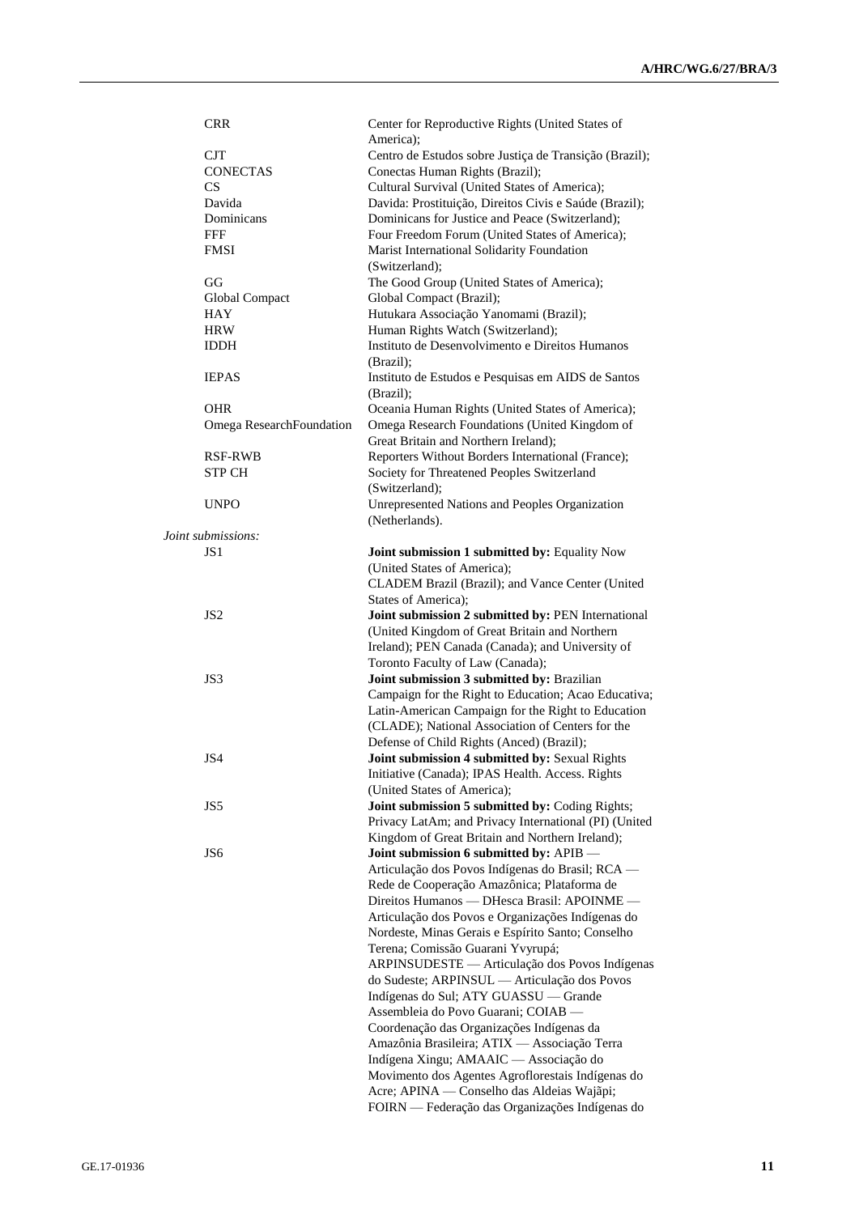| | |
|---|---|
| CRR | Center for Reproductive Rights (United States of America); |
| CJT | Centro de Estudos sobre Justiça de Transição (Brazil); |
| CONECTAS | Conectas Human Rights (Brazil); |
| CS | Cultural Survival (United States of America); |
| Davida | Davida: Prostituição, Direitos Civis e Saúde (Brazil); |
| Dominicans | Dominicans for Justice and Peace (Switzerland); |
| FFF | Four Freedom Forum (United States of America); |
| FMSI | Marist International Solidarity Foundation (Switzerland); |
| GG | The Good Group (United States of America); |
| Global Compact | Global Compact (Brazil); |
| HAY | Hutukara Associação Yanomami (Brazil); |
| HRW | Human Rights Watch (Switzerland); |
| IDDH | Instituto de Desenvolvimento e Direitos Humanos (Brazil); |
| IEPAS | Instituto de Estudos e Pesquisas em AIDS de Santos (Brazil); |
| OHR | Oceania Human Rights (United States of America); |
| Omega ResearchFoundation | Omega Research Foundations (United Kingdom of Great Britain and Northern Ireland); |
| RSF-RWB | Reporters Without Borders International (France); |
| STP CH | Society for Threatened Peoples Switzerland (Switzerland); |
| UNPO | Unrepresented Nations and Peoples Organization (Netherlands). |

*Joint submissions:*

| | |
|---|---|
| JS1 | **Joint submission 1 submitted by:** Equality Now (United States of America); CLADEM Brazil (Brazil); and Vance Center (United States of America); |
| JS2 | **Joint submission 2 submitted by:** PEN International (United Kingdom of Great Britain and Northern Ireland); PEN Canada (Canada); and University of Toronto Faculty of Law (Canada); |
| JS3 | **Joint submission 3 submitted by:** Brazilian Campaign for the Right to Education; Acao Educativa; Latin-American Campaign for the Right to Education (CLADE); National Association of Centers for the Defense of Child Rights (Anced) (Brazil); |
| JS4 | **Joint submission 4 submitted by:** Sexual Rights Initiative (Canada); IPAS Health. Access. Rights (United States of America); |
| JS5 | **Joint submission 5 submitted by:** Coding Rights; Privacy LatAm; and Privacy International (PI) (United Kingdom of Great Britain and Northern Ireland); |
| JS6 | **Joint submission 6 submitted by:** APIB — Articulação dos Povos Indígenas do Brasil; RCA — Rede de Cooperação Amazônica; Plataforma de Direitos Humanos — DHesca Brasil: APOINME — Articulação dos Povos e Organizações Indígenas do Nordeste, Minas Gerais e Espírito Santo; Conselho Terena; Comissão Guarani Yvyrupá; ARPINSUDESTE — Articulação dos Povos Indígenas do Sudeste; ARPINSUL — Articulação dos Povos Indígenas do Sul; ATY GUASSU — Grande Assembleia do Povo Guarani; COIAB — Coordenação das Organizações Indígenas da Amazônia Brasileira; ATIX — Associação Terra Indígena Xingu; AMAAIC — Associação do Movimento dos Agentes Agroflorestais Indígenas do Acre; APINA — Conselho das Aldeias Wajãpi; FOIRN — Federação das Organizações Indígenas do |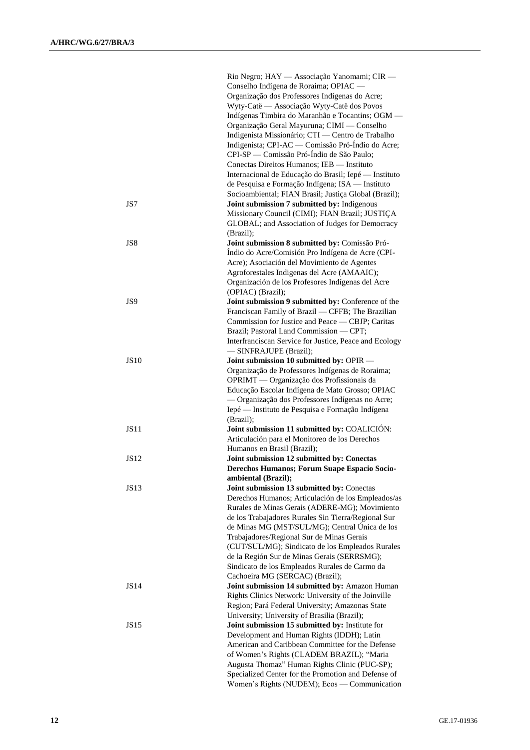| | |
|---|---|
| | Rio Negro; HAY — Associação Yanomami; CIR — Conselho Indígena de Roraima; OPIAC — Organização dos Professores Indígenas do Acre; Wyty-Catë — Associação Wyty-Catë dos Povos Indígenas Timbira do Maranhão e Tocantins; OGM — Organização Geral Mayuruna; CIMI — Conselho Indigenista Missionário; CTI — Centro de Trabalho Indigenista; CPI-AC — Comissão Pró-Índio do Acre; CPI-SP — Comissão Pró-Índio de São Paulo; Conectas Direitos Humanos; IEB — Instituto Internacional de Educação do Brasil; Iepé — Instituto de Pesquisa e Formação Indígena; ISA — Instituto Socioambiental; FIAN Brasil; Justiça Global (Brazil); |
| JS7 | **Joint submission 7 submitted by:** Indigenous Missionary Council (CIMI); FIAN Brazil; JUSTIÇA GLOBAL; and Association of Judges for Democracy (Brazil); |
| JS8 | **Joint submission 8 submitted by:** Comissão Pró-Índio do Acre/Comisión Pro Indígena de Acre (CPI-Acre); Asociación del Movimiento de Agentes Agroforestales Indigenas del Acre (AMAAIC); Organización de los Profesores Indígenas del Acre (OPIAC) (Brazil); |
| JS9 | **Joint submission 9 submitted by:** Conference of the Franciscan Family of Brazil — CFFB; The Brazilian Commission for Justice and Peace — CBJP; Caritas Brazil; Pastoral Land Commission — CPT; Interfranciscan Service for Justice, Peace and Ecology — SINFRAJUPE (Brazil); |
| JS10 | **Joint submission 10 submitted by:** OPIR — Organização de Professores Indígenas de Roraima; OPRIMT — Organização dos Profissionais da Educação Escolar Indígena de Mato Grosso; OPIAC — Organização dos Professores Indígenas no Acre; Iepé — Instituto de Pesquisa e Formação Indígena (Brazil); |
| JS11 | **Joint submission 11 submitted by:** COALICIÓN: Articulación para el Monitoreo de los Derechos Humanos en Brasil (Brazil); |
| JS12 | **Joint submission 12 submitted by: Conectas Derechos Humanos; Forum Suape Espacio Socio-ambiental (Brazil);** |
| JS13 | **Joint submission 13 submitted by:** Conectas Derechos Humanos; Articulación de los Empleados/as Rurales de Minas Gerais (ADERE-MG); Movimiento de los Trabajadores Rurales Sin Tierra/Regional Sur de Minas MG (MST/SUL/MG); Central Única de los Trabajadores/Regional Sur de Minas Gerais (CUT/SUL/MG); Sindicato de los Empleados Rurales de la Región Sur de Minas Gerais (SERRSMG); Sindicato de los Empleados Rurales de Carmo da Cachoeira MG (SERCAC) (Brazil); |
| JS14 | **Joint submission 14 submitted by:** Amazon Human Rights Clinics Network: University of the Joinville Region; Pará Federal University; Amazonas State University; University of Brasilia (Brazil); |
| JS15 | **Joint submission 15 submitted by:** Institute for Development and Human Rights (IDDH); Latin American and Caribbean Committee for the Defense of Women's Rights (CLADEM BRAZIL); "Maria Augusta Thomaz" Human Rights Clinic (PUC-SP); Specialized Center for the Promotion and Defense of Women's Rights (NUDEM); Ecos — Communication |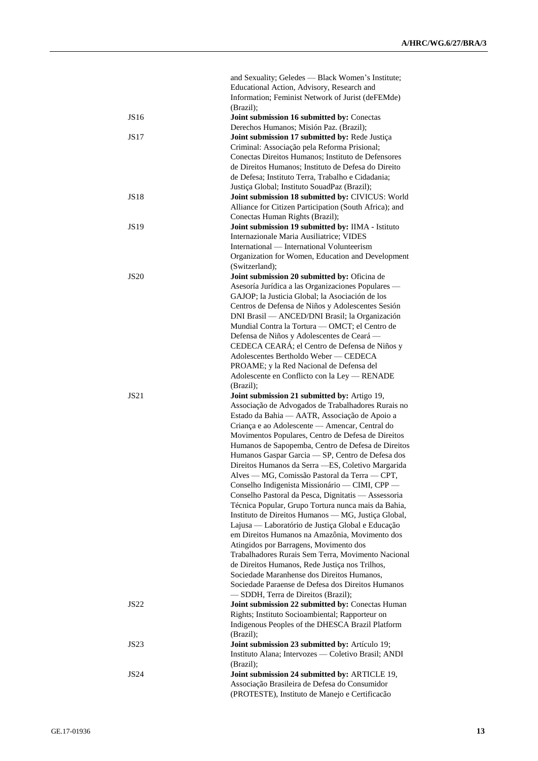| | |
|---|---|
| | and Sexuality; Geledes — Black Women's Institute; Educational Action, Advisory, Research and Information; Feminist Network of Jurist (deFEMde) (Brazil); |
| JS16 | **Joint submission 16 submitted by:** Conectas Derechos Humanos; Misión Paz. (Brazil); |
| JS17 | **Joint submission 17 submitted by:** Rede Justiça Criminal: Associação pela Reforma Prisional; Conectas Direitos Humanos; Instituto de Defensores de Direitos Humanos; Instituto de Defesa do Direito de Defesa; Instituto Terra, Trabalho e Cidadania; Justiça Global; Instituto SouadPaz (Brazil); |
| JS18 | **Joint submission 18 submitted by:** CIVICUS: World Alliance for Citizen Participation (South Africa); and Conectas Human Rights (Brazil); |
| JS19 | **Joint submission 19 submitted by:** IIMA - Istituto Internazionale Maria Ausiliatrice; VIDES International — International Volunteerism Organization for Women, Education and Development (Switzerland); |
| JS20 | **Joint submission 20 submitted by:** Oficina de Asesoría Jurídica a las Organizaciones Populares — GAJOP; la Justicia Global; la Asociación de los Centros de Defensa de Niños y Adolescentes Sesión DNI Brasil — ANCED/DNI Brasil; la Organización Mundial Contra la Tortura — OMCT; el Centro de Defensa de Niños y Adolescentes de Ceará — CEDECA CEARÁ; el Centro de Defensa de Niños y Adolescentes Bertholdo Weber — CEDECA PROAME; y la Red Nacional de Defensa del Adolescente en Conflicto con la Ley — RENADE (Brazil); |
| JS21 | **Joint submission 21 submitted by:** Artigo 19, Associação de Advogados de Trabalhadores Rurais no Estado da Bahia — AATR, Associação de Apoio a Criança e ao Adolescente — Amencar, Central do Movimentos Populares, Centro de Defesa de Direitos Humanos de Sapopemba, Centro de Defesa de Direitos Humanos Gaspar Garcia — SP, Centro de Defesa dos Direitos Humanos da Serra —ES, Coletivo Margarida Alves — MG, Comissão Pastoral da Terra — CPT, Conselho Indigenista Missionário — CIMI, CPP — Conselho Pastoral da Pesca, Dignitatis — Assessoria Técnica Popular, Grupo Tortura nunca mais da Bahia, Instituto de Direitos Humanos — MG, Justiça Global, Lajusa — Laboratório de Justiça Global e Educação em Direitos Humanos na Amazônia, Movimento dos Atingidos por Barragens, Movimento dos Trabalhadores Rurais Sem Terra, Movimento Nacional de Direitos Humanos, Rede Justiça nos Trilhos, Sociedade Maranhense dos Direitos Humanos, Sociedade Paraense de Defesa dos Direitos Humanos — SDDH, Terra de Direitos (Brazil); |
| JS22 | **Joint submission 22 submitted by:** Conectas Human Rights; Instituto Socioambiental; Rapporteur on Indigenous Peoples of the DHESCA Brazil Platform (Brazil); |
| JS23 | **Joint submission 23 submitted by:** Artículo 19; Instituto Alana; Intervozes — Coletivo Brasil; ANDI (Brazil); |
| JS24 | **Joint submission 24 submitted by:** ARTICLE 19, Associação Brasileira de Defesa do Consumidor (PROTESTE), Instituto de Manejo e Certificacão |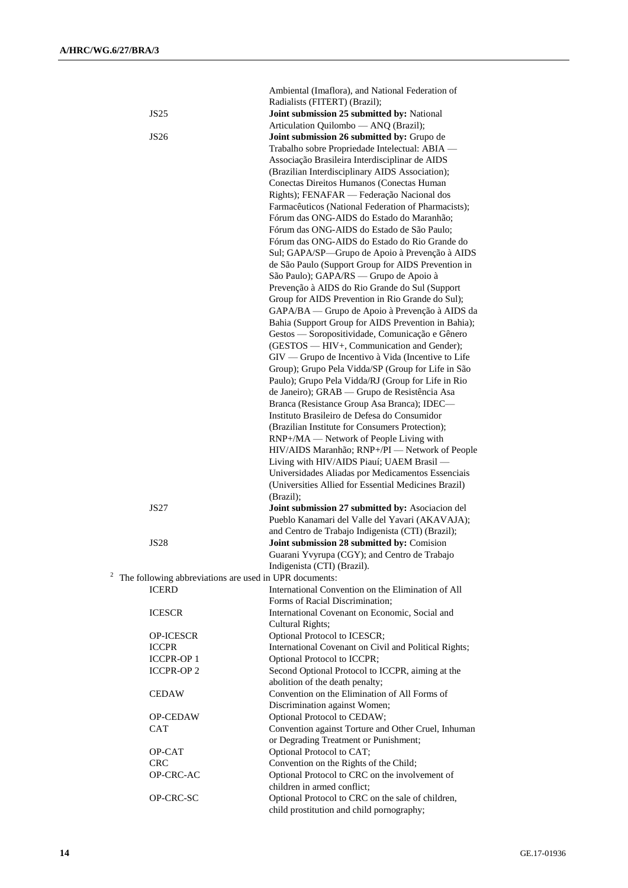| | |
|---|---|
| | Ambiental (Imaflora), and National Federation of Radialists (FITERT) (Brazil); |
| JS25 | **Joint submission 25 submitted by:** National Articulation Quilombo — ANQ (Brazil); |
| JS26 | **Joint submission 26 submitted by:** Grupo de Trabalho sobre Propriedade Intelectual: ABIA — Associação Brasileira Interdisciplinar de AIDS (Brazilian Interdisciplinary AIDS Association); Conectas Direitos Humanos (Conectas Human Rights); FENAFAR — Federação Nacional dos Farmacêuticos (National Federation of Pharmacists); Fórum das ONG-AIDS do Estado do Maranhão; Fórum das ONG-AIDS do Estado de São Paulo; Fórum das ONG-AIDS do Estado do Rio Grande do Sul; GAPA/SP—Grupo de Apoio à Prevenção à AIDS de São Paulo (Support Group for AIDS Prevention in São Paulo); GAPA/RS — Grupo de Apoio à Prevenção à AIDS do Rio Grande do Sul (Support Group for AIDS Prevention in Rio Grande do Sul); GAPA/BA — Grupo de Apoio à Prevenção à AIDS da Bahia (Support Group for AIDS Prevention in Bahia); Gestos — Soropositividade, Comunicação e Gênero (GESTOS — HIV+, Communication and Gender); GIV — Grupo de Incentivo à Vida (Incentive to Life Group); Grupo Pela Vidda/SP (Group for Life in São Paulo); Grupo Pela Vidda/RJ (Group for Life in Rio de Janeiro); GRAB — Grupo de Resistência Asa Branca (Resistance Group Asa Branca); IDEC— Instituto Brasileiro de Defesa do Consumidor (Brazilian Institute for Consumers Protection); RNP+/MA — Network of People Living with HIV/AIDS Maranhão; RNP+/PI — Network of People Living with HIV/AIDS Piauí; UAEM Brasil — Universidades Aliadas por Medicamentos Essenciais (Universities Allied for Essential Medicines Brazil) (Brazil); |
| JS27 | **Joint submission 27 submitted by:** Asociacion del Pueblo Kanamari del Valle del Yavari (AKAVAJA); and Centro de Trabajo Indigenista (CTI) (Brazil); |
| JS28 | **Joint submission 28 submitted by:** Comision Guarani Yvyrupa (CGY); and Centro de Trabajo Indigenista (CTI) (Brazil). |

[2] The following abbreviations are used in UPR documents:

| | |
|---|---|
| ICERD | International Convention on the Elimination of All Forms of Racial Discrimination; |
| ICESCR | International Covenant on Economic, Social and Cultural Rights; |
| OP-ICESCR | Optional Protocol to ICESCR; |
| ICCPR | International Covenant on Civil and Political Rights; |
| ICCPR-OP 1 | Optional Protocol to ICCPR; |
| ICCPR-OP 2 | Second Optional Protocol to ICCPR, aiming at the abolition of the death penalty; |
| CEDAW | Convention on the Elimination of All Forms of Discrimination against Women; |
| OP-CEDAW | Optional Protocol to CEDAW; |
| CAT | Convention against Torture and Other Cruel, Inhuman or Degrading Treatment or Punishment; |
| OP-CAT | Optional Protocol to CAT; |
| CRC | Convention on the Rights of the Child; |
| OP-CRC-AC | Optional Protocol to CRC on the involvement of children in armed conflict; |
| OP-CRC-SC | Optional Protocol to CRC on the sale of children, child prostitution and child pornography; |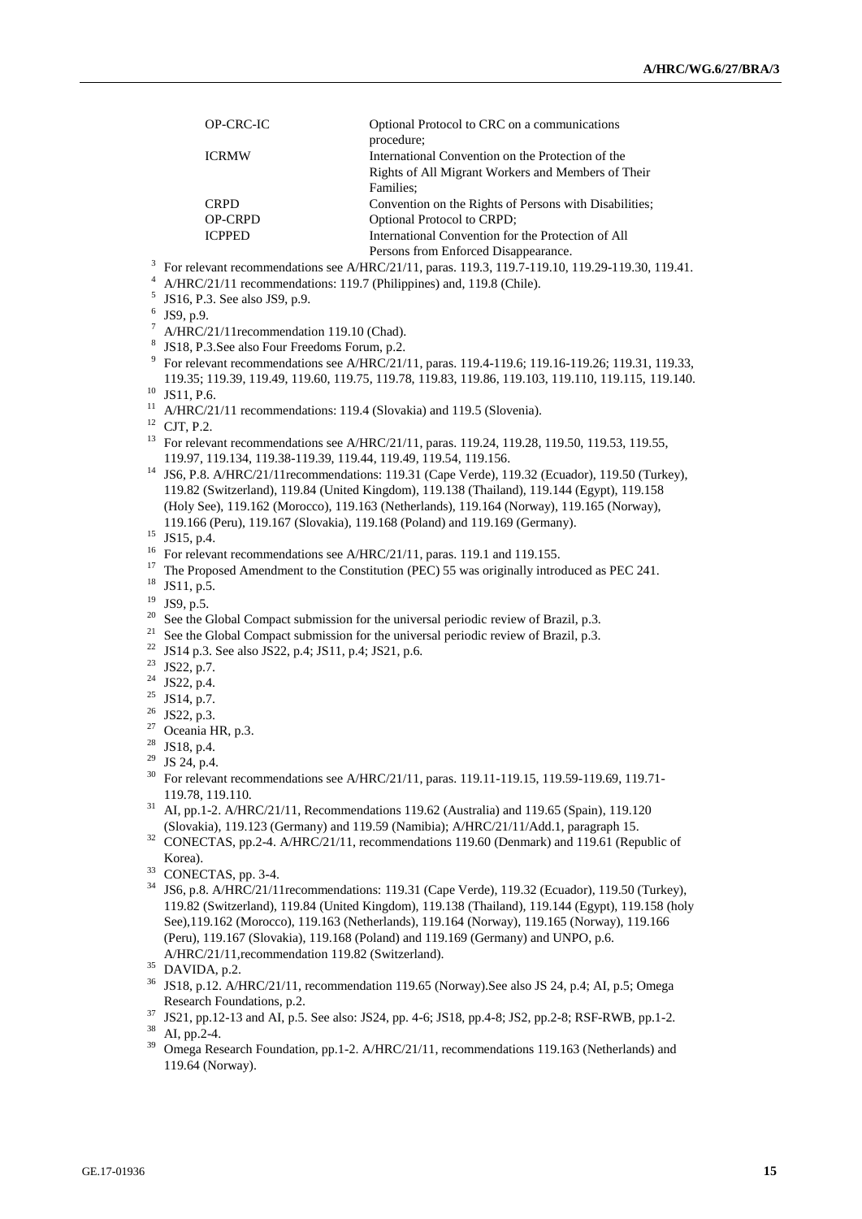| | |
|---|---|
| OP-CRC-IC | Optional Protocol to CRC on a communications procedure; |
| ICRMW | International Convention on the Protection of the Rights of All Migrant Workers and Members of Their Families; |
| CRPD | Convention on the Rights of Persons with Disabilities; |
| OP-CRPD | Optional Protocol to CRPD; |
| ICPPED | International Convention for the Protection of All Persons from Enforced Disappearance. |

[3] For relevant recommendations see A/HRC/21/11, paras. 119.3, 119.7-119.10, 119.29-119.30, 119.41.

[4] A/HRC/21/11 recommendations: 119.7 (Philippines) and, 119.8 (Chile).

[5] JS16, P.3. See also JS9, p.9.

[6] JS9, p.9.

[7] A/HRC/21/11recommendation 119.10 (Chad).

[8] JS18, P.3.See also Four Freedoms Forum, p.2.

[9] For relevant recommendations see A/HRC/21/11, paras. 119.4-119.6; 119.16-119.26; 119.31, 119.33, 119.35; 119.39, 119.49, 119.60, 119.75, 119.78, 119.83, 119.86, 119.103, 119.110, 119.115, 119.140.

[10] JS11, P.6.

[11] A/HRC/21/11 recommendations: 119.4 (Slovakia) and 119.5 (Slovenia).

[12] CJT, P.2.

[13] For relevant recommendations see A/HRC/21/11, paras. 119.24, 119.28, 119.50, 119.53, 119.55, 119.97, 119.134, 119.38-119.39, 119.44, 119.49, 119.54, 119.156.

[14] JS6, P.8. A/HRC/21/11recommendations: 119.31 (Cape Verde), 119.32 (Ecuador), 119.50 (Turkey), 119.82 (Switzerland), 119.84 (United Kingdom), 119.138 (Thailand), 119.144 (Egypt), 119.158 (Holy See), 119.162 (Morocco), 119.163 (Netherlands), 119.164 (Norway), 119.165 (Norway), 119.166 (Peru), 119.167 (Slovakia), 119.168 (Poland) and 119.169 (Germany).

[15] JS15, p.4.

[16] For relevant recommendations see A/HRC/21/11, paras. 119.1 and 119.155.

[17] The Proposed Amendment to the Constitution (PEC) 55 was originally introduced as PEC 241.

[18] JS11, p.5.

[19] JS9, p.5.

[20] See the Global Compact submission for the universal periodic review of Brazil, p.3.

[21] See the Global Compact submission for the universal periodic review of Brazil, p.3.

[22] JS14 p.3. See also JS22, p.4; JS11, p.4; JS21, p.6.

[23] JS22, p.7.

[24] JS22, p.4.

[25] JS14, p.7.

[26] JS22, p.3.

[27] Oceania HR, p.3.

[28] JS18, p.4.

[29] JS 24, p.4.

[30] For relevant recommendations see A/HRC/21/11, paras. 119.11-119.15, 119.59-119.69, 119.71-119.78, 119.110.

[31] AI, pp.1-2. A/HRC/21/11, Recommendations 119.62 (Australia) and 119.65 (Spain), 119.120 (Slovakia), 119.123 (Germany) and 119.59 (Namibia); A/HRC/21/11/Add.1, paragraph 15.

[32] CONECTAS, pp.2-4. A/HRC/21/11, recommendations 119.60 (Denmark) and 119.61 (Republic of Korea).

[33] CONECTAS, pp. 3-4.

[34] JS6, p.8. A/HRC/21/11recommendations: 119.31 (Cape Verde), 119.32 (Ecuador), 119.50 (Turkey), 119.82 (Switzerland), 119.84 (United Kingdom), 119.138 (Thailand), 119.144 (Egypt), 119.158 (holy See),119.162 (Morocco), 119.163 (Netherlands), 119.164 (Norway), 119.165 (Norway), 119.166 (Peru), 119.167 (Slovakia), 119.168 (Poland) and 119.169 (Germany) and UNPO, p.6. A/HRC/21/11,recommendation 119.82 (Switzerland).

[35] DAVIDA, p.2.

[36] JS18, p.12. A/HRC/21/11, recommendation 119.65 (Norway).See also JS 24, p.4; AI, p.5; Omega Research Foundations, p.2.

[37] JS21, pp.12-13 and AI, p.5. See also: JS24, pp. 4-6; JS18, pp.4-8; JS2, pp.2-8; RSF-RWB, pp.1-2.

[38] AI, pp.2-4.

[39] Omega Research Foundation, pp.1-2. A/HRC/21/11, recommendations 119.163 (Netherlands) and 119.64 (Norway).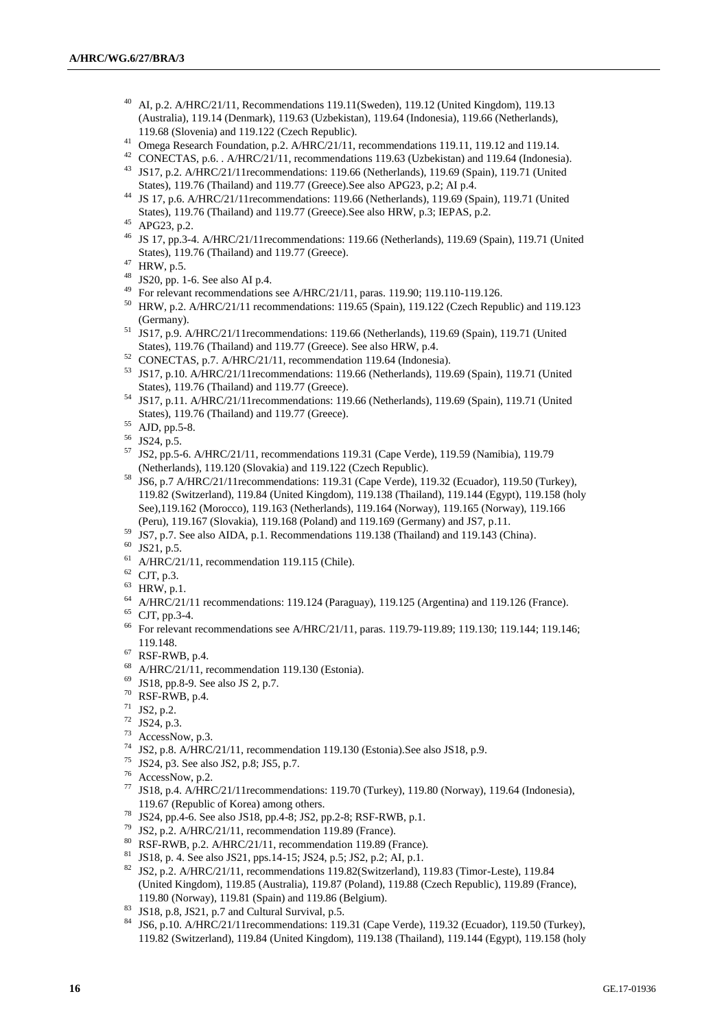[40] AI, p.2. A/HRC/21/11, Recommendations 119.11(Sweden), 119.12 (United Kingdom), 119.13 (Australia), 119.14 (Denmark), 119.63 (Uzbekistan), 119.64 (Indonesia), 119.66 (Netherlands), 119.68 (Slovenia) and 119.122 (Czech Republic).

[41] Omega Research Foundation, p.2. A/HRC/21/11, recommendations 119.11, 119.12 and 119.14.

[42] CONECTAS, p.6. . A/HRC/21/11, recommendations 119.63 (Uzbekistan) and 119.64 (Indonesia).

[43] JS17, p.2. A/HRC/21/11recommendations: 119.66 (Netherlands), 119.69 (Spain), 119.71 (United States), 119.76 (Thailand) and 119.77 (Greece).See also APG23, p.2; AI p.4.

[44] JS 17, p.6. A/HRC/21/11recommendations: 119.66 (Netherlands), 119.69 (Spain), 119.71 (United States), 119.76 (Thailand) and 119.77 (Greece).See also HRW, p.3; IEPAS, p.2.

[45] APG23, p.2.

[46] JS 17, pp.3-4. A/HRC/21/11recommendations: 119.66 (Netherlands), 119.69 (Spain), 119.71 (United States), 119.76 (Thailand) and 119.77 (Greece).

[47] HRW, p.5.

[48] JS20, pp. 1-6. See also AI p.4.

[49] For relevant recommendations see A/HRC/21/11, paras. 119.90; 119.110-119.126.

[50] HRW, p.2. A/HRC/21/11 recommendations: 119.65 (Spain), 119.122 (Czech Republic) and 119.123 (Germany).

[51] JS17, p.9. A/HRC/21/11recommendations: 119.66 (Netherlands), 119.69 (Spain), 119.71 (United States), 119.76 (Thailand) and 119.77 (Greece). See also HRW, p.4.

[52] CONECTAS, p.7. A/HRC/21/11, recommendation 119.64 (Indonesia).

[53] JS17, p.10. A/HRC/21/11recommendations: 119.66 (Netherlands), 119.69 (Spain), 119.71 (United States), 119.76 (Thailand) and 119.77 (Greece).

[54] JS17, p.11. A/HRC/21/11recommendations: 119.66 (Netherlands), 119.69 (Spain), 119.71 (United States), 119.76 (Thailand) and 119.77 (Greece).

[55] AJD, pp.5-8.

[56] JS24, p.5.

[57] JS2, pp.5-6. A/HRC/21/11, recommendations 119.31 (Cape Verde), 119.59 (Namibia), 119.79 (Netherlands), 119.120 (Slovakia) and 119.122 (Czech Republic).

[58] JS6, p.7 A/HRC/21/11recommendations: 119.31 (Cape Verde), 119.32 (Ecuador), 119.50 (Turkey), 119.82 (Switzerland), 119.84 (United Kingdom), 119.138 (Thailand), 119.144 (Egypt), 119.158 (holy See),119.162 (Morocco), 119.163 (Netherlands), 119.164 (Norway), 119.165 (Norway), 119.166 (Peru), 119.167 (Slovakia), 119.168 (Poland) and 119.169 (Germany) and JS7, p.11.

[59] JS7, p.7. See also AIDA, p.1. Recommendations 119.138 (Thailand) and 119.143 (China).

[60] JS21, p.5.

[61] A/HRC/21/11, recommendation 119.115 (Chile).

[62] CJT, p.3.

[63] HRW, p.1.

[64] A/HRC/21/11 recommendations: 119.124 (Paraguay), 119.125 (Argentina) and 119.126 (France).

[65] CJT, pp.3-4.

[66] For relevant recommendations see A/HRC/21/11, paras. 119.79-119.89; 119.130; 119.144; 119.146; 119.148.

[67] RSF-RWB, p.4.

[68] A/HRC/21/11, recommendation 119.130 (Estonia).

[69] JS18, pp.8-9. See also JS 2, p.7.

[70] RSF-RWB, p.4.

[71] JS2, p.2.

[72] JS24, p.3.

[73] AccessNow, p.3.

[74] JS2, p.8. A/HRC/21/11, recommendation 119.130 (Estonia).See also JS18, p.9.

[75] JS24, p3. See also JS2, p.8; JS5, p.7.

[76] AccessNow, p.2.

[77] JS18, p.4. A/HRC/21/11recommendations: 119.70 (Turkey), 119.80 (Norway), 119.64 (Indonesia), 119.67 (Republic of Korea) among others.

[78] JS24, pp.4-6. See also JS18, pp.4-8; JS2, pp.2-8; RSF-RWB, p.1.

[79] JS2, p.2. A/HRC/21/11, recommendation 119.89 (France).

[80] RSF-RWB, p.2. A/HRC/21/11, recommendation 119.89 (France).

[81] JS18, p. 4. See also JS21, pps.14-15; JS24, p.5; JS2, p.2; AI, p.1.

[82] JS2, p.2. A/HRC/21/11, recommendations 119.82(Switzerland), 119.83 (Timor-Leste), 119.84 (United Kingdom), 119.85 (Australia), 119.87 (Poland), 119.88 (Czech Republic), 119.89 (France), 119.80 (Norway), 119.81 (Spain) and 119.86 (Belgium).

[83] JS18, p.8, JS21, p.7 and Cultural Survival, p.5.

[84] JS6, p.10. A/HRC/21/11recommendations: 119.31 (Cape Verde), 119.32 (Ecuador), 119.50 (Turkey), 119.82 (Switzerland), 119.84 (United Kingdom), 119.138 (Thailand), 119.144 (Egypt), 119.158 (holy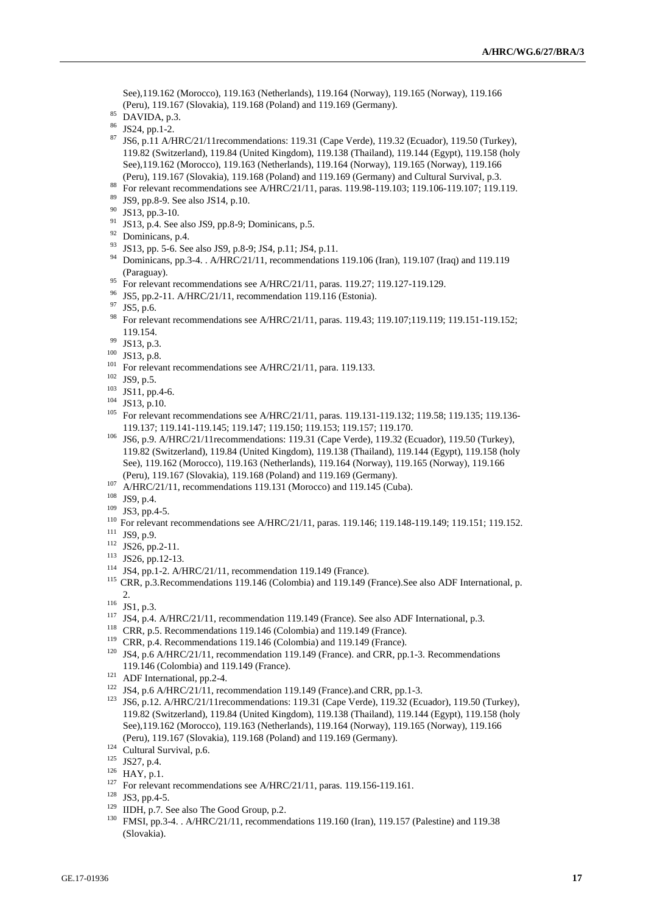See),119.162 (Morocco), 119.163 (Netherlands), 119.164 (Norway), 119.165 (Norway), 119.166 (Peru), 119.167 (Slovakia), 119.168 (Poland) and 119.169 (Germany).

[85] DAVIDA, p.3.

[86] JS24, pp.1-2.

[87] JS6, p.11 A/HRC/21/11recommendations: 119.31 (Cape Verde), 119.32 (Ecuador), 119.50 (Turkey), 119.82 (Switzerland), 119.84 (United Kingdom), 119.138 (Thailand), 119.144 (Egypt), 119.158 (holy See),119.162 (Morocco), 119.163 (Netherlands), 119.164 (Norway), 119.165 (Norway), 119.166 (Peru), 119.167 (Slovakia), 119.168 (Poland) and 119.169 (Germany) and Cultural Survival, p.3.

[88] For relevant recommendations see A/HRC/21/11, paras. 119.98-119.103; 119.106-119.107; 119.119.

[89] JS9, pp.8-9. See also JS14, p.10.

[90] JS13, pp.3-10.

[91] JS13, p.4. See also JS9, pp.8-9; Dominicans, p.5.

[92] Dominicans, p.4.

[93] JS13, pp. 5-6. See also JS9, p.8-9; JS4, p.11; JS4, p.11.

[94] Dominicans, pp.3-4. . A/HRC/21/11, recommendations 119.106 (Iran), 119.107 (Iraq) and 119.119 (Paraguay).

[95] For relevant recommendations see A/HRC/21/11, paras. 119.27; 119.127-119.129.

[96] JS5, pp.2-11. A/HRC/21/11, recommendation 119.116 (Estonia).

[97] JS5, p.6.

[98] For relevant recommendations see A/HRC/21/11, paras. 119.43; 119.107;119.119; 119.151-119.152; 119.154.

[99] JS13, p.3.

[100] JS13, p.8.

[101] For relevant recommendations see A/HRC/21/11, para. 119.133.

[102] JS9, p.5.

[103] JS11, pp.4-6.

[104] JS13, p.10.

[105] For relevant recommendations see A/HRC/21/11, paras. 119.131-119.132; 119.58; 119.135; 119.136-119.137; 119.141-119.145; 119.147; 119.150; 119.153; 119.157; 119.170.

[106] JS6, p.9. A/HRC/21/11recommendations: 119.31 (Cape Verde), 119.32 (Ecuador), 119.50 (Turkey), 119.82 (Switzerland), 119.84 (United Kingdom), 119.138 (Thailand), 119.144 (Egypt), 119.158 (holy See), 119.162 (Morocco), 119.163 (Netherlands), 119.164 (Norway), 119.165 (Norway), 119.166 (Peru), 119.167 (Slovakia), 119.168 (Poland) and 119.169 (Germany).

[107] A/HRC/21/11, recommendations 119.131 (Morocco) and 119.145 (Cuba).

[108] JS9, p.4.

[109] JS3, pp.4-5.

[110] For relevant recommendations see A/HRC/21/11, paras. 119.146; 119.148-119.149; 119.151; 119.152.

[111] JS9, p.9.

[112] JS26, pp.2-11.

[113] JS26, pp.12-13.

[114] JS4, pp.1-2. A/HRC/21/11, recommendation 119.149 (France).

[115] CRR, p.3.Recommendations 119.146 (Colombia) and 119.149 (France).See also ADF International, p. 2.

[116] JS1, p.3.

[117] JS4, p.4. A/HRC/21/11, recommendation 119.149 (France). See also ADF International, p.3.

[118] CRR, p.5. Recommendations 119.146 (Colombia) and 119.149 (France).

[119] CRR, p.4. Recommendations 119.146 (Colombia) and 119.149 (France).

[120] JS4, p.6 A/HRC/21/11, recommendation 119.149 (France). and CRR, pp.1-3. Recommendations 119.146 (Colombia) and 119.149 (France).

[121] ADF International, pp.2-4.

[122] JS4, p.6 A/HRC/21/11, recommendation 119.149 (France).and CRR, pp.1-3.

[123] JS6, p.12. A/HRC/21/11recommendations: 119.31 (Cape Verde), 119.32 (Ecuador), 119.50 (Turkey), 119.82 (Switzerland), 119.84 (United Kingdom), 119.138 (Thailand), 119.144 (Egypt), 119.158 (holy See),119.162 (Morocco), 119.163 (Netherlands), 119.164 (Norway), 119.165 (Norway), 119.166 (Peru), 119.167 (Slovakia), 119.168 (Poland) and 119.169 (Germany).

[124] Cultural Survival, p.6.

[125] JS27, p.4.

[126] HAY, p.1.

[127] For relevant recommendations see A/HRC/21/11, paras. 119.156-119.161.

[128] JS3, pp.4-5.

[129] IIDH, p.7. See also The Good Group, p.2.

[130] FMSI, pp.3-4. . A/HRC/21/11, recommendations 119.160 (Iran), 119.157 (Palestine) and 119.38 (Slovakia).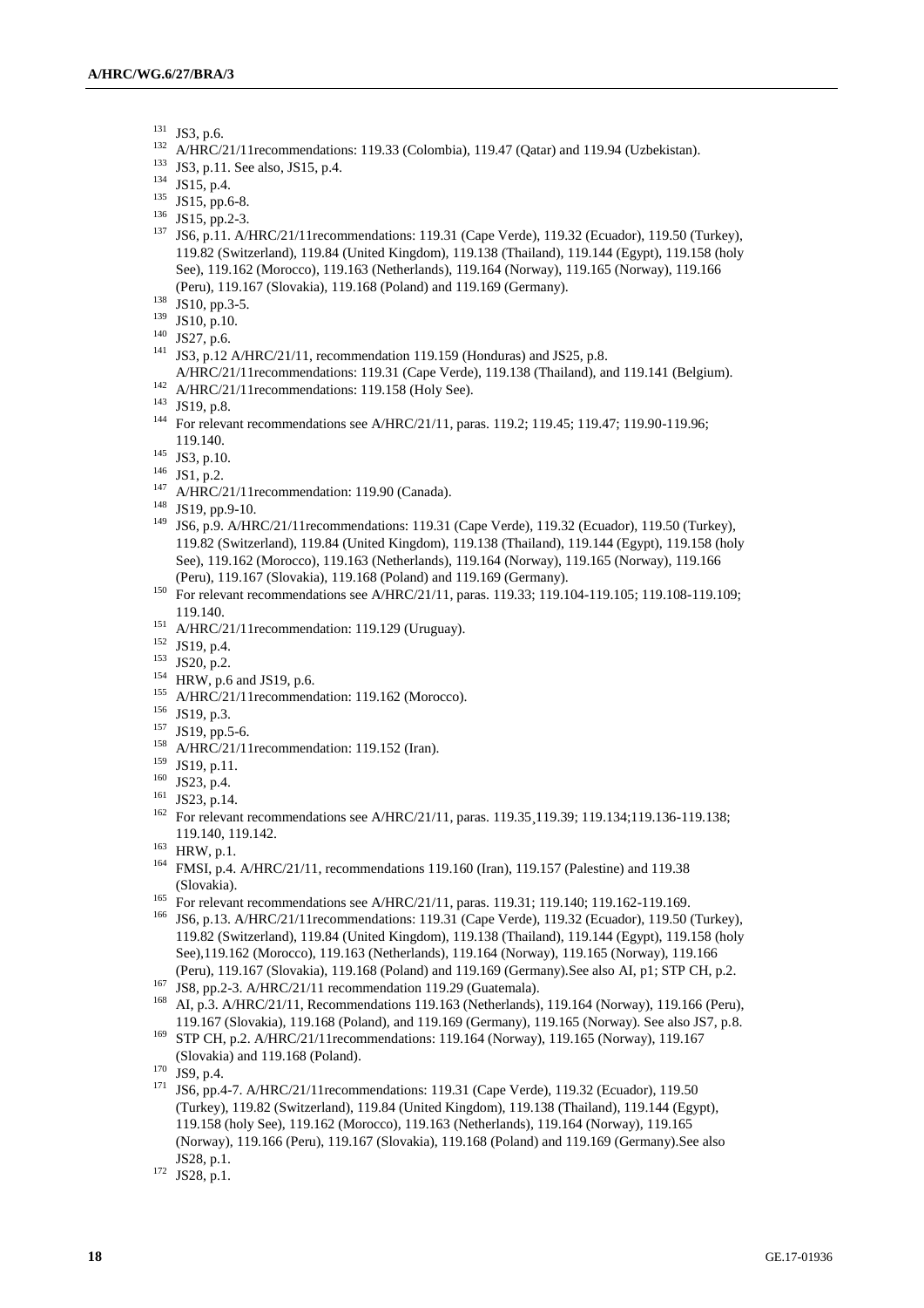[131] JS3, p.6.

[132] A/HRC/21/11recommendations: 119.33 (Colombia), 119.47 (Qatar) and 119.94 (Uzbekistan).

[133] JS3, p.11. See also, JS15, p.4.

[134] JS15, p.4.

[135] JS15, pp.6-8.

[136] JS15, pp.2-3.

[137] JS6, p.11. A/HRC/21/11recommendations: 119.31 (Cape Verde), 119.32 (Ecuador), 119.50 (Turkey), 119.82 (Switzerland), 119.84 (United Kingdom), 119.138 (Thailand), 119.144 (Egypt), 119.158 (holy See), 119.162 (Morocco), 119.163 (Netherlands), 119.164 (Norway), 119.165 (Norway), 119.166 (Peru), 119.167 (Slovakia), 119.168 (Poland) and 119.169 (Germany).

[138] JS10, pp.3-5.

[139] JS10, p.10.

[140] JS27, p.6.

[141] JS3, p.12 A/HRC/21/11, recommendation 119.159 (Honduras) and JS25, p.8. A/HRC/21/11recommendations: 119.31 (Cape Verde), 119.138 (Thailand), and 119.141 (Belgium).

[142] A/HRC/21/11recommendations: 119.158 (Holy See).

[143] JS19, p.8.

[144] For relevant recommendations see A/HRC/21/11, paras. 119.2; 119.45; 119.47; 119.90-119.96; 119.140.

[145] JS3, p.10.

[146] JS1, p.2.

[147] A/HRC/21/11recommendation: 119.90 (Canada).

[148] JS19, pp.9-10.

[149] JS6, p.9. A/HRC/21/11recommendations: 119.31 (Cape Verde), 119.32 (Ecuador), 119.50 (Turkey), 119.82 (Switzerland), 119.84 (United Kingdom), 119.138 (Thailand), 119.144 (Egypt), 119.158 (holy See), 119.162 (Morocco), 119.163 (Netherlands), 119.164 (Norway), 119.165 (Norway), 119.166 (Peru), 119.167 (Slovakia), 119.168 (Poland) and 119.169 (Germany).

[150] For relevant recommendations see A/HRC/21/11, paras. 119.33; 119.104-119.105; 119.108-119.109; 119.140.

[151] A/HRC/21/11recommendation: 119.129 (Uruguay).

[152] JS19, p.4.

[153] JS20, p.2.

[154] HRW, p.6 and JS19, p.6.

[155] A/HRC/21/11recommendation: 119.162 (Morocco).

[156] JS19, p.3.

[157] JS19, pp.5-6.

[158] A/HRC/21/11recommendation: 119.152 (Iran).

[159] JS19, p.11.

[160] JS23, p.4.

[161] JS23, p.14.

[162] For relevant recommendations see A/HRC/21/11, paras. 119.35¸119.39; 119.134;119.136-119.138; 119.140, 119.142.

[163] HRW, p.1.

[164] FMSI, p.4. A/HRC/21/11, recommendations 119.160 (Iran), 119.157 (Palestine) and 119.38 (Slovakia).

[165] For relevant recommendations see A/HRC/21/11, paras. 119.31; 119.140; 119.162-119.169.

[166] JS6, p.13. A/HRC/21/11recommendations: 119.31 (Cape Verde), 119.32 (Ecuador), 119.50 (Turkey), 119.82 (Switzerland), 119.84 (United Kingdom), 119.138 (Thailand), 119.144 (Egypt), 119.158 (holy See),119.162 (Morocco), 119.163 (Netherlands), 119.164 (Norway), 119.165 (Norway), 119.166 (Peru), 119.167 (Slovakia), 119.168 (Poland) and 119.169 (Germany).See also AI, p1; STP CH, p.2.

[167] JS8, pp.2-3. A/HRC/21/11 recommendation 119.29 (Guatemala).

[168] AI, p.3. A/HRC/21/11, Recommendations 119.163 (Netherlands), 119.164 (Norway), 119.166 (Peru), 119.167 (Slovakia), 119.168 (Poland), and 119.169 (Germany), 119.165 (Norway). See also JS7, p.8.

[169] STP CH, p.2. A/HRC/21/11recommendations: 119.164 (Norway), 119.165 (Norway), 119.167 (Slovakia) and 119.168 (Poland).

[170] JS9, p.4.

[171] JS6, pp.4-7. A/HRC/21/11recommendations: 119.31 (Cape Verde), 119.32 (Ecuador), 119.50 (Turkey), 119.82 (Switzerland), 119.84 (United Kingdom), 119.138 (Thailand), 119.144 (Egypt), 119.158 (holy See), 119.162 (Morocco), 119.163 (Netherlands), 119.164 (Norway), 119.165 (Norway), 119.166 (Peru), 119.167 (Slovakia), 119.168 (Poland) and 119.169 (Germany).See also JS28, p.1.

[172] JS28, p.1.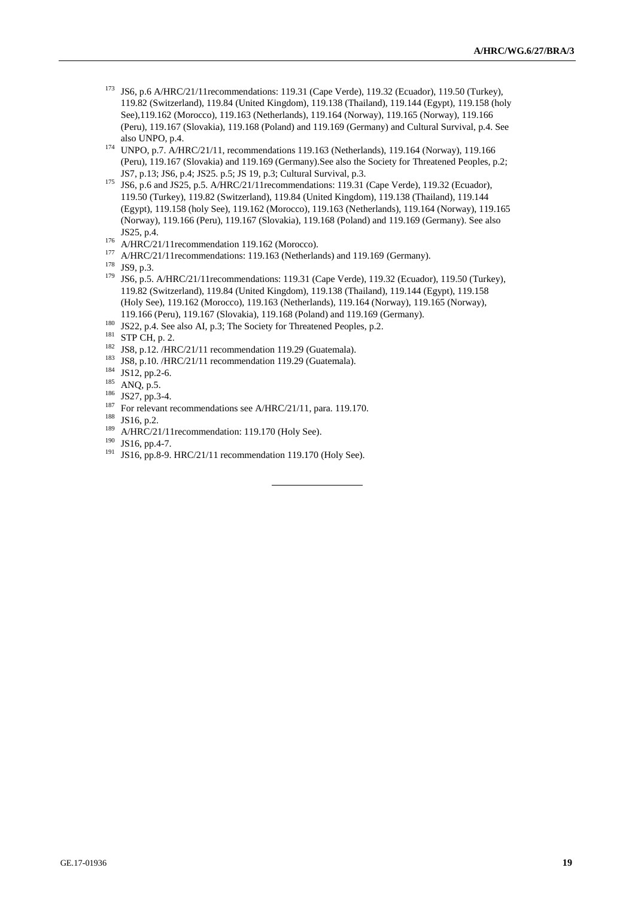[173] JS6, p.6 A/HRC/21/11recommendations: 119.31 (Cape Verde), 119.32 (Ecuador), 119.50 (Turkey), 119.82 (Switzerland), 119.84 (United Kingdom), 119.138 (Thailand), 119.144 (Egypt), 119.158 (holy See),119.162 (Morocco), 119.163 (Netherlands), 119.164 (Norway), 119.165 (Norway), 119.166 (Peru), 119.167 (Slovakia), 119.168 (Poland) and 119.169 (Germany) and Cultural Survival, p.4. See also UNPO, p.4.

[174] UNPO, p.7. A/HRC/21/11, recommendations 119.163 (Netherlands), 119.164 (Norway), 119.166 (Peru), 119.167 (Slovakia) and 119.169 (Germany).See also the Society for Threatened Peoples, p.2; JS7, p.13; JS6, p.4; JS25. p.5; JS 19, p.3; Cultural Survival, p.3.

[175] JS6, p.6 and JS25, p.5. A/HRC/21/11recommendations: 119.31 (Cape Verde), 119.32 (Ecuador), 119.50 (Turkey), 119.82 (Switzerland), 119.84 (United Kingdom), 119.138 (Thailand), 119.144 (Egypt), 119.158 (holy See), 119.162 (Morocco), 119.163 (Netherlands), 119.164 (Norway), 119.165 (Norway), 119.166 (Peru), 119.167 (Slovakia), 119.168 (Poland) and 119.169 (Germany). See also JS25, p.4.

[176] A/HRC/21/11recommendation 119.162 (Morocco).

[177] A/HRC/21/11recommendations: 119.163 (Netherlands) and 119.169 (Germany).

[178] JS9, p.3.

[179] JS6, p.5. A/HRC/21/11recommendations: 119.31 (Cape Verde), 119.32 (Ecuador), 119.50 (Turkey), 119.82 (Switzerland), 119.84 (United Kingdom), 119.138 (Thailand), 119.144 (Egypt), 119.158 (Holy See), 119.162 (Morocco), 119.163 (Netherlands), 119.164 (Norway), 119.165 (Norway), 119.166 (Peru), 119.167 (Slovakia), 119.168 (Poland) and 119.169 (Germany).

[180] JS22, p.4. See also AI, p.3; The Society for Threatened Peoples, p.2.

[181] STP CH, p. 2.

[182] JS8, p.12. /HRC/21/11 recommendation 119.29 (Guatemala).

[183] JS8, p.10. /HRC/21/11 recommendation 119.29 (Guatemala).

[184] JS12, pp.2-6.

[185] ANQ, p.5.

[186] JS27, pp.3-4.

[187] For relevant recommendations see A/HRC/21/11, para. 119.170.

[188] JS16, p.2.

[189] A/HRC/21/11recommendation: 119.170 (Holy See).

[190] JS16, pp.4-7.

[191] JS16, pp.8-9. HRC/21/11 recommendation 119.170 (Holy See).